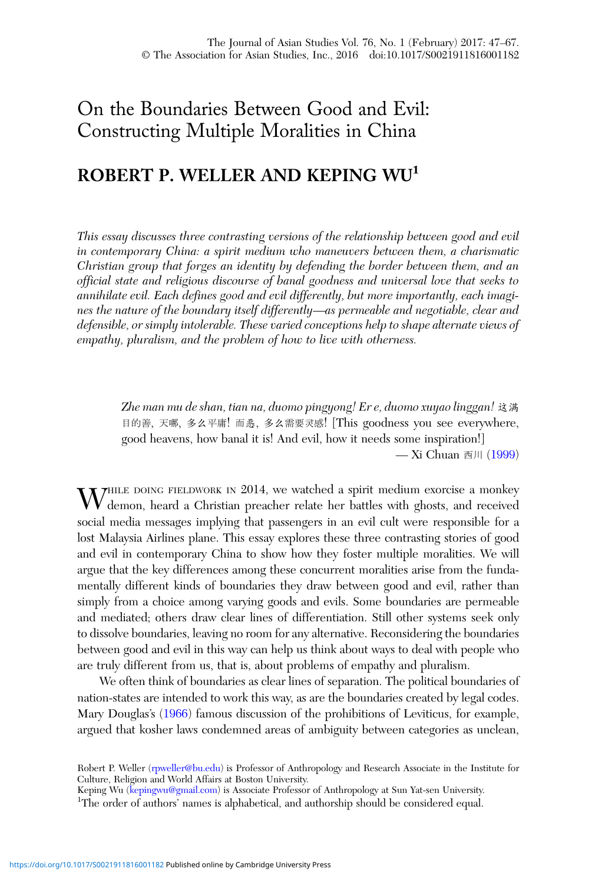# On the Boundaries Between Good and Evil: Constructing Multiple Moralities in China

## ROBERT P. WELLER AND KEPING WU[1]

*This essay discusses three contrasting versions of the relationship between good and evil in contemporary China: a spirit medium who maneuvers between them, a charismatic Christian group that forges an identity by defending the border between them, and an official state and religious discourse of banal goodness and universal love that seeks to annihilate evil. Each defines good and evil differently, but more importantly, each imagines the nature of the boundary itself differently—as permeable and negotiable, clear and defensible, or simply intolerable. These varied conceptions help to shape alternate views of empathy, pluralism, and the problem of how to live with otherness.*

> *Zhe man mu de shan, tian na, duomo pingyong! Er e, duomo xuyao linggan!* 这满目的善, 天哪, 多么平庸! 而恶, 多么需要灵感! [This goodness you see everywhere, good heavens, how banal it is! And evil, how it needs some inspiration!]
>
> — Xi Chuan 西川 (1999)

While doing fieldwork in 2014, we watched a spirit medium exorcise a monkey demon, heard a Christian preacher relate her battles with ghosts, and received social media messages implying that passengers in an evil cult were responsible for a lost Malaysia Airlines plane. This essay explores these three contrasting stories of good and evil in contemporary China to show how they foster multiple moralities. We will argue that the key differences among these concurrent moralities arise from the fundamentally different kinds of boundaries they draw between good and evil, rather than simply from a choice among varying goods and evils. Some boundaries are permeable and mediated; others draw clear lines of differentiation. Still other systems seek only to dissolve boundaries, leaving no room for any alternative. Reconsidering the boundaries between good and evil in this way can help us think about ways to deal with people who are truly different from us, that is, about problems of empathy and pluralism.

We often think of boundaries as clear lines of separation. The political boundaries of nation-states are intended to work this way, as are the boundaries created by legal codes. Mary Douglas's (1966) famous discussion of the prohibitions of Leviticus, for example, argued that kosher laws condemned areas of ambiguity between categories as unclean,

Robert P. Weller (rpweller@bu.edu) is Professor of Anthropology and Research Associate in the Institute for Culture, Religion and World Affairs at Boston University.

Keping Wu (kepingwu@gmail.com) is Associate Professor of Anthropology at Sun Yat-sen University.

[1]The order of authors' names is alphabetical, and authorship should be considered equal.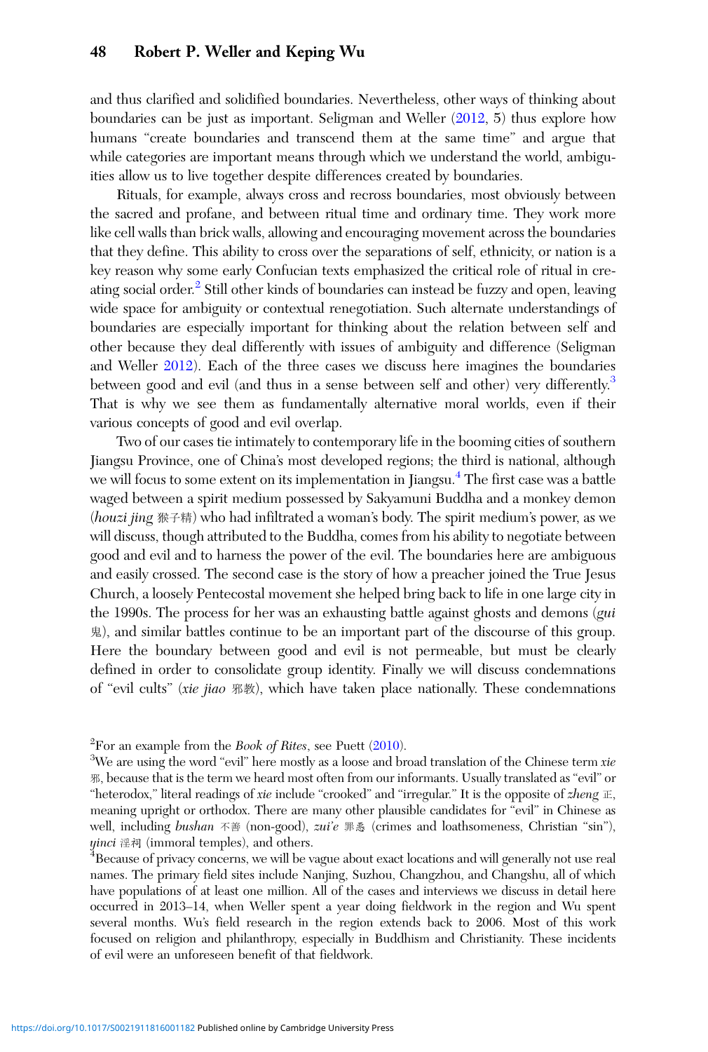and thus clarified and solidified boundaries. Nevertheless, other ways of thinking about boundaries can be just as important. Seligman and Weller (2012, 5) thus explore how humans "create boundaries and transcend them at the same time" and argue that while categories are important means through which we understand the world, ambiguities allow us to live together despite differences created by boundaries.

Rituals, for example, always cross and recross boundaries, most obviously between the sacred and profane, and between ritual time and ordinary time. They work more like cell walls than brick walls, allowing and encouraging movement across the boundaries that they define. This ability to cross over the separations of self, ethnicity, or nation is a key reason why some early Confucian texts emphasized the critical role of ritual in creating social order.[2] Still other kinds of boundaries can instead be fuzzy and open, leaving wide space for ambiguity or contextual renegotiation. Such alternate understandings of boundaries are especially important for thinking about the relation between self and other because they deal differently with issues of ambiguity and difference (Seligman and Weller 2012). Each of the three cases we discuss here imagines the boundaries between good and evil (and thus in a sense between self and other) very differently.[3] That is why we see them as fundamentally alternative moral worlds, even if their various concepts of good and evil overlap.

Two of our cases tie intimately to contemporary life in the booming cities of southern Jiangsu Province, one of China's most developed regions; the third is national, although we will focus to some extent on its implementation in Jiangsu.[4] The first case was a battle waged between a spirit medium possessed by Sakyamuni Buddha and a monkey demon (*houzi jing* 猴子精) who had infiltrated a woman's body. The spirit medium's power, as we will discuss, though attributed to the Buddha, comes from his ability to negotiate between good and evil and to harness the power of the evil. The boundaries here are ambiguous and easily crossed. The second case is the story of how a preacher joined the True Jesus Church, a loosely Pentecostal movement she helped bring back to life in one large city in the 1990s. The process for her was an exhausting battle against ghosts and demons (*gui* 鬼), and similar battles continue to be an important part of the discourse of this group. Here the boundary between good and evil is not permeable, but must be clearly defined in order to consolidate group identity. Finally we will discuss condemnations of "evil cults" (*xie jiao* 邪教), which have taken place nationally. These condemnations

[2]For an example from the *Book of Rites*, see Puett (2010).

[3]We are using the word "evil" here mostly as a loose and broad translation of the Chinese term *xie* 邪, because that is the term we heard most often from our informants. Usually translated as "evil" or "heterodox," literal readings of *xie* include "crooked" and "irregular." It is the opposite of *zheng* 正, meaning upright or orthodox. There are many other plausible candidates for "evil" in Chinese as well, including *bushan* 不善 (non-good), *zui'e* 罪恶 (crimes and loathsomeness, Christian "sin"), *yinci* 淫祠 (immoral temples), and others.

[4]Because of privacy concerns, we will be vague about exact locations and will generally not use real names. The primary field sites include Nanjing, Suzhou, Changzhou, and Changshu, all of which have populations of at least one million. All of the cases and interviews we discuss in detail here occurred in 2013–14, when Weller spent a year doing fieldwork in the region and Wu spent several months. Wu's field research in the region extends back to 2006. Most of this work focused on religion and philanthropy, especially in Buddhism and Christianity. These incidents of evil were an unforeseen benefit of that fieldwork.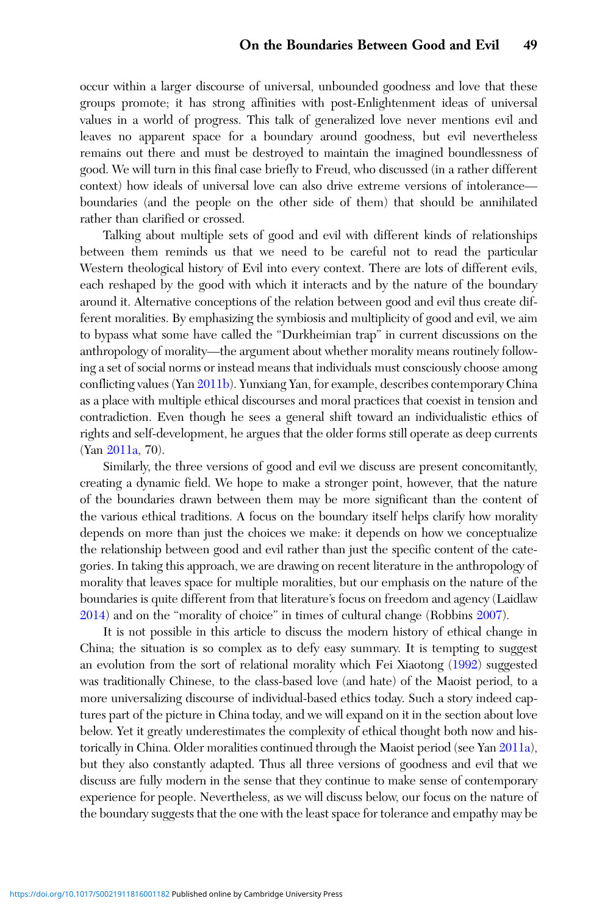occur within a larger discourse of universal, unbounded goodness and love that these groups promote; it has strong affinities with post-Enlightenment ideas of universal values in a world of progress. This talk of generalized love never mentions evil and leaves no apparent space for a boundary around goodness, but evil nevertheless remains out there and must be destroyed to maintain the imagined boundlessness of good. We will turn in this final case briefly to Freud, who discussed (in a rather different context) how ideals of universal love can also drive extreme versions of intolerance—boundaries (and the people on the other side of them) that should be annihilated rather than clarified or crossed.

Talking about multiple sets of good and evil with different kinds of relationships between them reminds us that we need to be careful not to read the particular Western theological history of Evil into every context. There are lots of different evils, each reshaped by the good with which it interacts and by the nature of the boundary around it. Alternative conceptions of the relation between good and evil thus create different moralities. By emphasizing the symbiosis and multiplicity of good and evil, we aim to bypass what some have called the "Durkheimian trap" in current discussions on the anthropology of morality—the argument about whether morality means routinely following a set of social norms or instead means that individuals must consciously choose among conflicting values (Yan 2011b). Yunxiang Yan, for example, describes contemporary China as a place with multiple ethical discourses and moral practices that coexist in tension and contradiction. Even though he sees a general shift toward an individualistic ethics of rights and self-development, he argues that the older forms still operate as deep currents (Yan 2011a, 70).

Similarly, the three versions of good and evil we discuss are present concomitantly, creating a dynamic field. We hope to make a stronger point, however, that the nature of the boundaries drawn between them may be more significant than the content of the various ethical traditions. A focus on the boundary itself helps clarify how morality depends on more than just the choices we make: it depends on how we conceptualize the relationship between good and evil rather than just the specific content of the categories. In taking this approach, we are drawing on recent literature in the anthropology of morality that leaves space for multiple moralities, but our emphasis on the nature of the boundaries is quite different from that literature's focus on freedom and agency (Laidlaw 2014) and on the "morality of choice" in times of cultural change (Robbins 2007).

It is not possible in this article to discuss the modern history of ethical change in China; the situation is so complex as to defy easy summary. It is tempting to suggest an evolution from the sort of relational morality which Fei Xiaotong (1992) suggested was traditionally Chinese, to the class-based love (and hate) of the Maoist period, to a more universalizing discourse of individual-based ethics today. Such a story indeed captures part of the picture in China today, and we will expand on it in the section about love below. Yet it greatly underestimates the complexity of ethical thought both now and historically in China. Older moralities continued through the Maoist period (see Yan 2011a), but they also constantly adapted. Thus all three versions of goodness and evil that we discuss are fully modern in the sense that they continue to make sense of contemporary experience for people. Nevertheless, as we will discuss below, our focus on the nature of the boundary suggests that the one with the least space for tolerance and empathy may be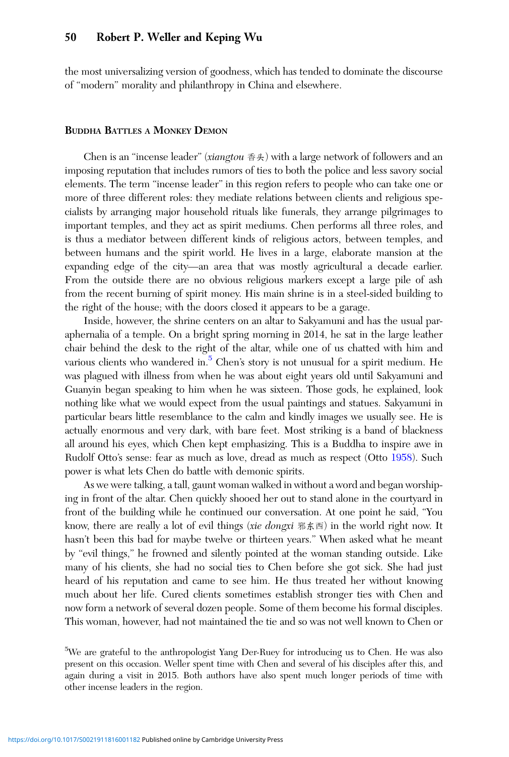the most universalizing version of goodness, which has tended to dominate the discourse of "modern" morality and philanthropy in China and elsewhere.

## Buddha Battles a Monkey Demon

Chen is an "incense leader" (*xiangtou* 香头) with a large network of followers and an imposing reputation that includes rumors of ties to both the police and less savory social elements. The term "incense leader" in this region refers to people who can take one or more of three different roles: they mediate relations between clients and religious specialists by arranging major household rituals like funerals, they arrange pilgrimages to important temples, and they act as spirit mediums. Chen performs all three roles, and is thus a mediator between different kinds of religious actors, between temples, and between humans and the spirit world. He lives in a large, elaborate mansion at the expanding edge of the city—an area that was mostly agricultural a decade earlier. From the outside there are no obvious religious markers except a large pile of ash from the recent burning of spirit money. His main shrine is in a steel-sided building to the right of the house; with the doors closed it appears to be a garage.

Inside, however, the shrine centers on an altar to Sakyamuni and has the usual paraphernalia of a temple. On a bright spring morning in 2014, he sat in the large leather chair behind the desk to the right of the altar, while one of us chatted with him and various clients who wandered in.[5] Chen's story is not unusual for a spirit medium. He was plagued with illness from when he was about eight years old until Sakyamuni and Guanyin began speaking to him when he was sixteen. Those gods, he explained, look nothing like what we would expect from the usual paintings and statues. Sakyamuni in particular bears little resemblance to the calm and kindly images we usually see. He is actually enormous and very dark, with bare feet. Most striking is a band of blackness all around his eyes, which Chen kept emphasizing. This is a Buddha to inspire awe in Rudolf Otto's sense: fear as much as love, dread as much as respect (Otto 1958). Such power is what lets Chen do battle with demonic spirits.

As we were talking, a tall, gaunt woman walked in without a word and began worshiping in front of the altar. Chen quickly shooed her out to stand alone in the courtyard in front of the building while he continued our conversation. At one point he said, "You know, there are really a lot of evil things (*xie dongxi* 邪东西) in the world right now. It hasn't been this bad for maybe twelve or thirteen years." When asked what he meant by "evil things," he frowned and silently pointed at the woman standing outside. Like many of his clients, she had no social ties to Chen before she got sick. She had just heard of his reputation and came to see him. He thus treated her without knowing much about her life. Cured clients sometimes establish stronger ties with Chen and now form a network of several dozen people. Some of them become his formal disciples. This woman, however, had not maintained the tie and so was not well known to Chen or

[5] We are grateful to the anthropologist Yang Der-Ruey for introducing us to Chen. He was also present on this occasion. Weller spent time with Chen and several of his disciples after this, and again during a visit in 2015. Both authors have also spent much longer periods of time with other incense leaders in the region.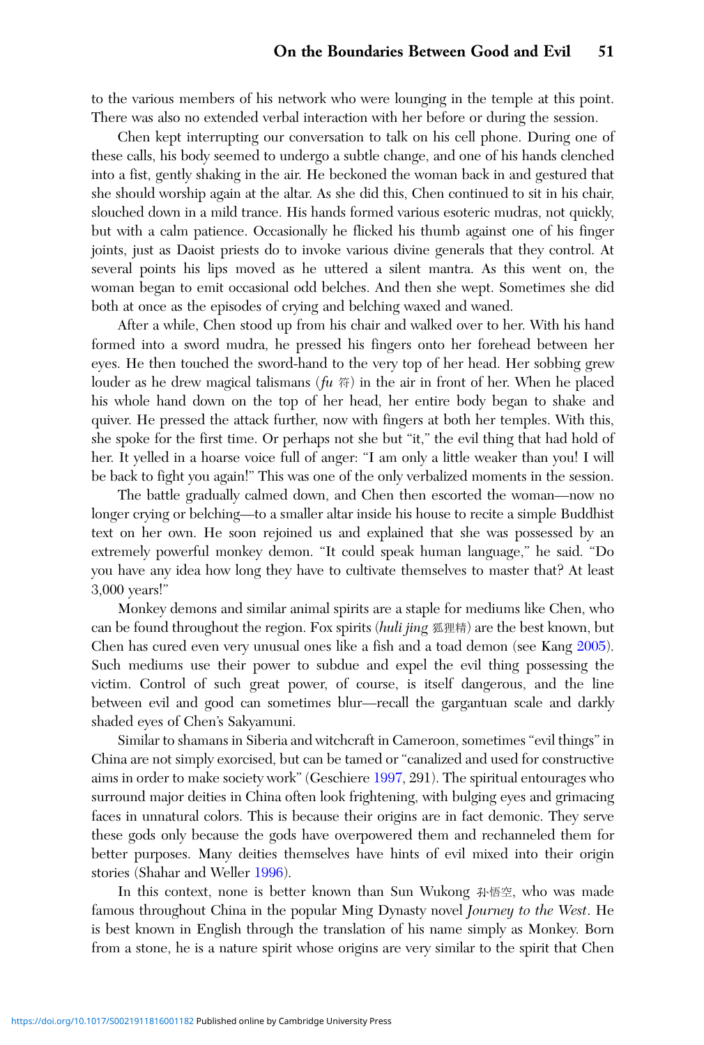to the various members of his network who were lounging in the temple at this point. There was also no extended verbal interaction with her before or during the session.

Chen kept interrupting our conversation to talk on his cell phone. During one of these calls, his body seemed to undergo a subtle change, and one of his hands clenched into a fist, gently shaking in the air. He beckoned the woman back in and gestured that she should worship again at the altar. As she did this, Chen continued to sit in his chair, slouched down in a mild trance. His hands formed various esoteric mudras, not quickly, but with a calm patience. Occasionally he flicked his thumb against one of his finger joints, just as Daoist priests do to invoke various divine generals that they control. At several points his lips moved as he uttered a silent mantra. As this went on, the woman began to emit occasional odd belches. And then she wept. Sometimes she did both at once as the episodes of crying and belching waxed and waned.

After a while, Chen stood up from his chair and walked over to her. With his hand formed into a sword mudra, he pressed his fingers onto her forehead between her eyes. He then touched the sword-hand to the very top of her head. Her sobbing grew louder as he drew magical talismans (*fu* 符) in the air in front of her. When he placed his whole hand down on the top of her head, her entire body began to shake and quiver. He pressed the attack further, now with fingers at both her temples. With this, she spoke for the first time. Or perhaps not she but "it," the evil thing that had hold of her. It yelled in a hoarse voice full of anger: "I am only a little weaker than you! I will be back to fight you again!" This was one of the only verbalized moments in the session.

The battle gradually calmed down, and Chen then escorted the woman—now no longer crying or belching—to a smaller altar inside his house to recite a simple Buddhist text on her own. He soon rejoined us and explained that she was possessed by an extremely powerful monkey demon. "It could speak human language," he said. "Do you have any idea how long they have to cultivate themselves to master that? At least 3,000 years!"

Monkey demons and similar animal spirits are a staple for mediums like Chen, who can be found throughout the region. Fox spirits (*huli jing* 狐狸精) are the best known, but Chen has cured even very unusual ones like a fish and a toad demon (see Kang 2005). Such mediums use their power to subdue and expel the evil thing possessing the victim. Control of such great power, of course, is itself dangerous, and the line between evil and good can sometimes blur—recall the gargantuan scale and darkly shaded eyes of Chen's Sakyamuni.

Similar to shamans in Siberia and witchcraft in Cameroon, sometimes "evil things" in China are not simply exorcised, but can be tamed or "canalized and used for constructive aims in order to make society work" (Geschiere 1997, 291). The spiritual entourages who surround major deities in China often look frightening, with bulging eyes and grimacing faces in unnatural colors. This is because their origins are in fact demonic. They serve these gods only because the gods have overpowered them and rechanneled them for better purposes. Many deities themselves have hints of evil mixed into their origin stories (Shahar and Weller 1996).

In this context, none is better known than Sun Wukong 孙悟空, who was made famous throughout China in the popular Ming Dynasty novel *Journey to the West*. He is best known in English through the translation of his name simply as Monkey. Born from a stone, he is a nature spirit whose origins are very similar to the spirit that Chen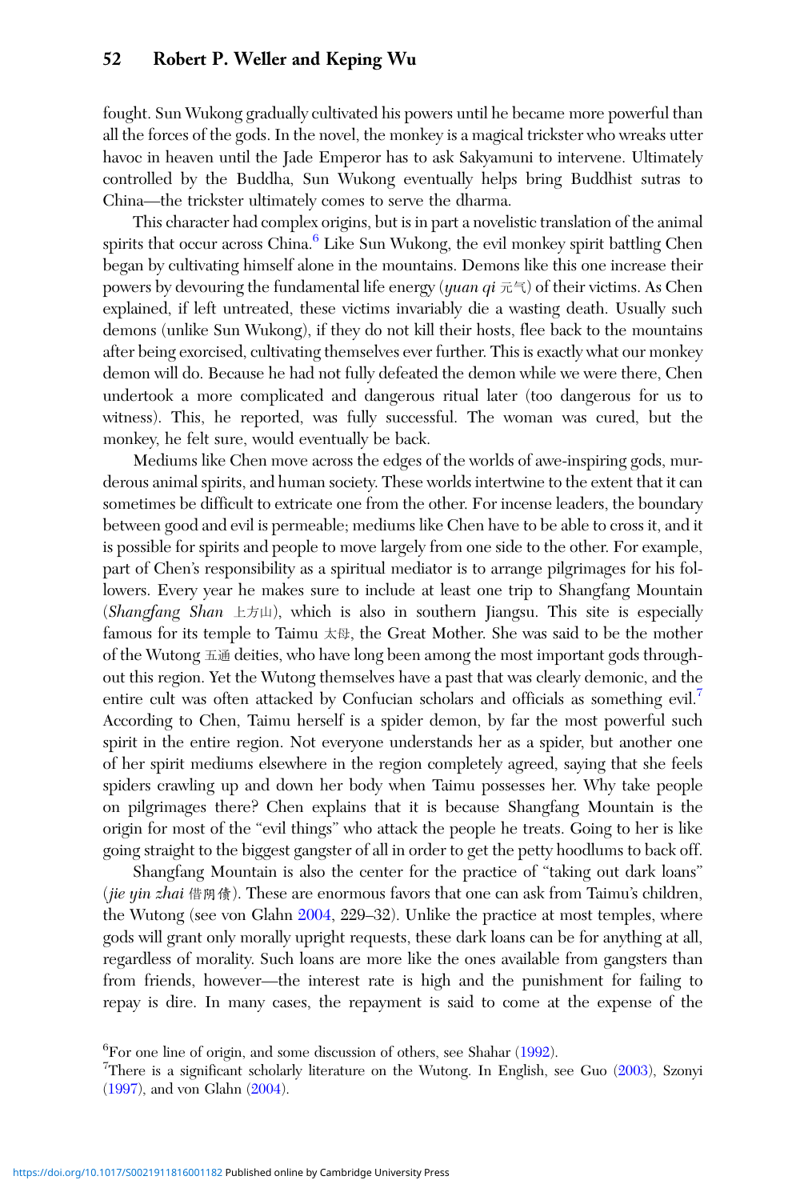fought. Sun Wukong gradually cultivated his powers until he became more powerful than all the forces of the gods. In the novel, the monkey is a magical trickster who wreaks utter havoc in heaven until the Jade Emperor has to ask Sakyamuni to intervene. Ultimately controlled by the Buddha, Sun Wukong eventually helps bring Buddhist sutras to China—the trickster ultimately comes to serve the dharma.

This character had complex origins, but is in part a novelistic translation of the animal spirits that occur across China.[6] Like Sun Wukong, the evil monkey spirit battling Chen began by cultivating himself alone in the mountains. Demons like this one increase their powers by devouring the fundamental life energy (*yuan qi* 元气) of their victims. As Chen explained, if left untreated, these victims invariably die a wasting death. Usually such demons (unlike Sun Wukong), if they do not kill their hosts, flee back to the mountains after being exorcised, cultivating themselves ever further. This is exactly what our monkey demon will do. Because he had not fully defeated the demon while we were there, Chen undertook a more complicated and dangerous ritual later (too dangerous for us to witness). This, he reported, was fully successful. The woman was cured, but the monkey, he felt sure, would eventually be back.

Mediums like Chen move across the edges of the worlds of awe-inspiring gods, murderous animal spirits, and human society. These worlds intertwine to the extent that it can sometimes be difficult to extricate one from the other. For incense leaders, the boundary between good and evil is permeable; mediums like Chen have to be able to cross it, and it is possible for spirits and people to move largely from one side to the other. For example, part of Chen's responsibility as a spiritual mediator is to arrange pilgrimages for his followers. Every year he makes sure to include at least one trip to Shangfang Mountain (*Shangfang Shan* 上方山), which is also in southern Jiangsu. This site is especially famous for its temple to Taimu 太母, the Great Mother. She was said to be the mother of the Wutong 五通 deities, who have long been among the most important gods throughout this region. Yet the Wutong themselves have a past that was clearly demonic, and the entire cult was often attacked by Confucian scholars and officials as something evil.[7] According to Chen, Taimu herself is a spider demon, by far the most powerful such spirit in the entire region. Not everyone understands her as a spider, but another one of her spirit mediums elsewhere in the region completely agreed, saying that she feels spiders crawling up and down her body when Taimu possesses her. Why take people on pilgrimages there? Chen explains that it is because Shangfang Mountain is the origin for most of the "evil things" who attack the people he treats. Going to her is like going straight to the biggest gangster of all in order to get the petty hoodlums to back off.

Shangfang Mountain is also the center for the practice of "taking out dark loans" (*jie yin zhai* 借阴债). These are enormous favors that one can ask from Taimu's children, the Wutong (see von Glahn 2004, 229–32). Unlike the practice at most temples, where gods will grant only morally upright requests, these dark loans can be for anything at all, regardless of morality. Such loans are more like the ones available from gangsters than from friends, however—the interest rate is high and the punishment for failing to repay is dire. In many cases, the repayment is said to come at the expense of the

[6]For one line of origin, and some discussion of others, see Shahar (1992).

[7]There is a significant scholarly literature on the Wutong. In English, see Guo (2003), Szonyi (1997), and von Glahn (2004).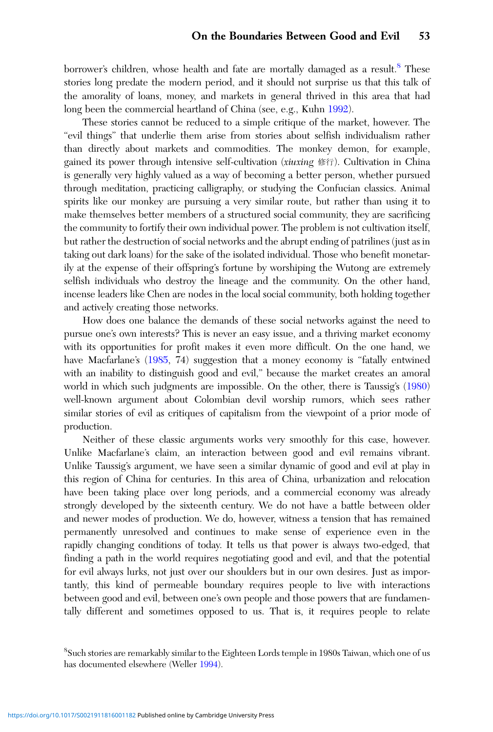borrower's children, whose health and fate are mortally damaged as a result.[8] These stories long predate the modern period, and it should not surprise us that this talk of the amorality of loans, money, and markets in general thrived in this area that had long been the commercial heartland of China (see, e.g., Kuhn 1992).

These stories cannot be reduced to a simple critique of the market, however. The "evil things" that underlie them arise from stories about selfish individualism rather than directly about markets and commodities. The monkey demon, for example, gained its power through intensive self-cultivation (*xiuxing* 修行). Cultivation in China is generally very highly valued as a way of becoming a better person, whether pursued through meditation, practicing calligraphy, or studying the Confucian classics. Animal spirits like our monkey are pursuing a very similar route, but rather than using it to make themselves better members of a structured social community, they are sacrificing the community to fortify their own individual power. The problem is not cultivation itself, but rather the destruction of social networks and the abrupt ending of patrilines (just as in taking out dark loans) for the sake of the isolated individual. Those who benefit monetarily at the expense of their offspring's fortune by worshiping the Wutong are extremely selfish individuals who destroy the lineage and the community. On the other hand, incense leaders like Chen are nodes in the local social community, both holding together and actively creating those networks.

How does one balance the demands of these social networks against the need to pursue one's own interests? This is never an easy issue, and a thriving market economy with its opportunities for profit makes it even more difficult. On the one hand, we have Macfarlane's (1985, 74) suggestion that a money economy is "fatally entwined with an inability to distinguish good and evil," because the market creates an amoral world in which such judgments are impossible. On the other, there is Taussig's (1980) well-known argument about Colombian devil worship rumors, which sees rather similar stories of evil as critiques of capitalism from the viewpoint of a prior mode of production.

Neither of these classic arguments works very smoothly for this case, however. Unlike Macfarlane's claim, an interaction between good and evil remains vibrant. Unlike Taussig's argument, we have seen a similar dynamic of good and evil at play in this region of China for centuries. In this area of China, urbanization and relocation have been taking place over long periods, and a commercial economy was already strongly developed by the sixteenth century. We do not have a battle between older and newer modes of production. We do, however, witness a tension that has remained permanently unresolved and continues to make sense of experience even in the rapidly changing conditions of today. It tells us that power is always two-edged, that finding a path in the world requires negotiating good and evil, and that the potential for evil always lurks, not just over our shoulders but in our own desires. Just as importantly, this kind of permeable boundary requires people to live with interactions between good and evil, between one's own people and those powers that are fundamentally different and sometimes opposed to us. That is, it requires people to relate

[8]Such stories are remarkably similar to the Eighteen Lords temple in 1980s Taiwan, which one of us has documented elsewhere (Weller 1994).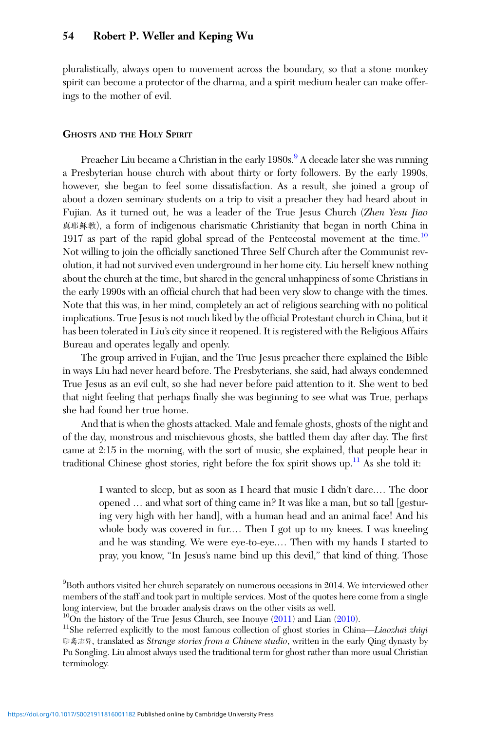pluralistically, always open to movement across the boundary, so that a stone monkey spirit can become a protector of the dharma, and a spirit medium healer can make offerings to the mother of evil.

## Ghosts and the Holy Spirit

Preacher Liu became a Christian in the early 1980s.[9] A decade later she was running a Presbyterian house church with about thirty or forty followers. By the early 1990s, however, she began to feel some dissatisfaction. As a result, she joined a group of about a dozen seminary students on a trip to visit a preacher they had heard about in Fujian. As it turned out, he was a leader of the True Jesus Church (*Zhen Yesu Jiao* 真耶稣教), a form of indigenous charismatic Christianity that began in north China in 1917 as part of the rapid global spread of the Pentecostal movement at the time.[10] Not willing to join the officially sanctioned Three Self Church after the Communist revolution, it had not survived even underground in her home city. Liu herself knew nothing about the church at the time, but shared in the general unhappiness of some Christians in the early 1990s with an official church that had been very slow to change with the times. Note that this was, in her mind, completely an act of religious searching with no political implications. True Jesus is not much liked by the official Protestant church in China, but it has been tolerated in Liu's city since it reopened. It is registered with the Religious Affairs Bureau and operates legally and openly.

The group arrived in Fujian, and the True Jesus preacher there explained the Bible in ways Liu had never heard before. The Presbyterians, she said, had always condemned True Jesus as an evil cult, so she had never before paid attention to it. She went to bed that night feeling that perhaps finally she was beginning to see what was True, perhaps she had found her true home.

And that is when the ghosts attacked. Male and female ghosts, ghosts of the night and of the day, monstrous and mischievous ghosts, she battled them day after day. The first came at 2:15 in the morning, with the sort of music, she explained, that people hear in traditional Chinese ghost stories, right before the fox spirit shows up.[11] As she told it:

> I wanted to sleep, but as soon as I heard that music I didn't dare.… The door opened … and what sort of thing came in? It was like a man, but so tall [gesturing very high with her hand], with a human head and an animal face! And his whole body was covered in fur.… Then I got up to my knees. I was kneeling and he was standing. We were eye-to-eye.… Then with my hands I started to pray, you know, "In Jesus's name bind up this devil," that kind of thing. Those

[9]Both authors visited her church separately on numerous occasions in 2014. We interviewed other members of the staff and took part in multiple services. Most of the quotes here come from a single long interview, but the broader analysis draws on the other visits as well.

[10]On the history of the True Jesus Church, see Inouye (2011) and Lian (2010).

[11]She referred explicitly to the most famous collection of ghost stories in China—*Liaozhai zhiyi* 聊斋志异, translated as *Strange stories from a Chinese studio*, written in the early Qing dynasty by Pu Songling. Liu almost always used the traditional term for ghost rather than more usual Christian terminology.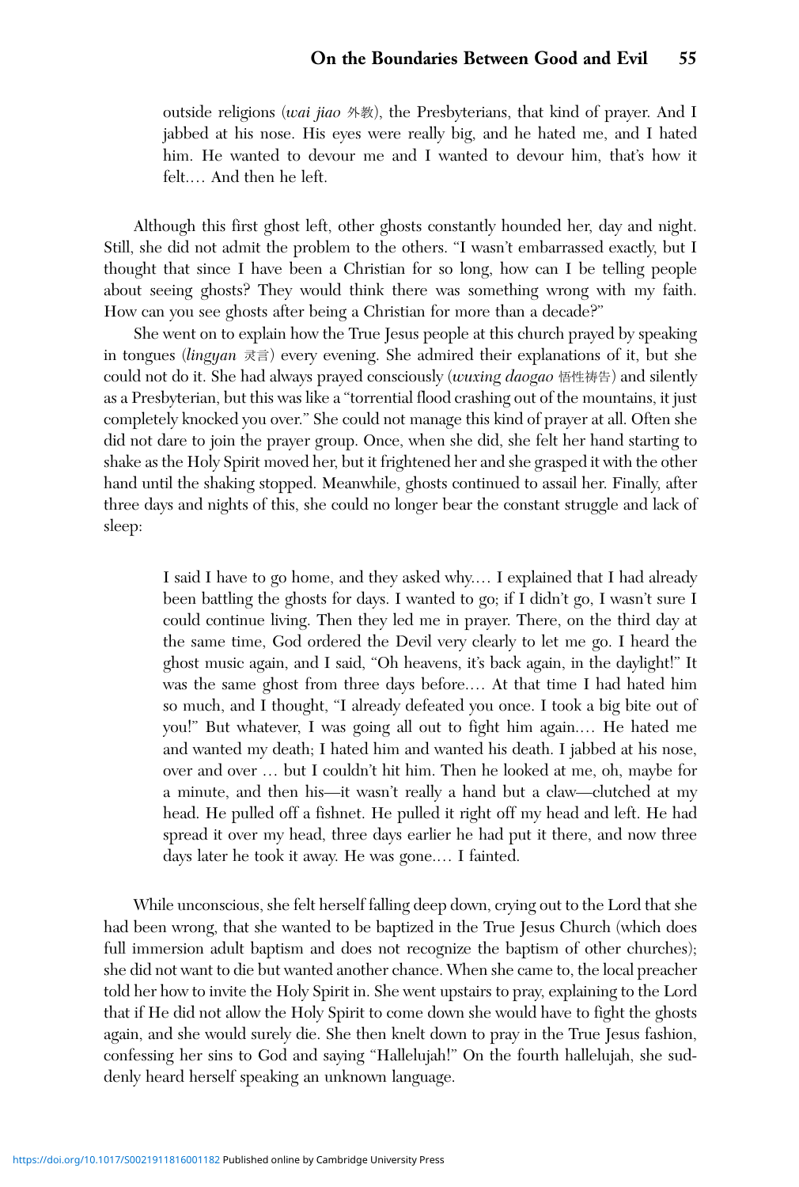> outside religions (*wai jiao* 外教), the Presbyterians, that kind of prayer. And I jabbed at his nose. His eyes were really big, and he hated me, and I hated him. He wanted to devour me and I wanted to devour him, that's how it felt.… And then he left.

Although this first ghost left, other ghosts constantly hounded her, day and night. Still, she did not admit the problem to the others. "I wasn't embarrassed exactly, but I thought that since I have been a Christian for so long, how can I be telling people about seeing ghosts? They would think there was something wrong with my faith. How can you see ghosts after being a Christian for more than a decade?"

She went on to explain how the True Jesus people at this church prayed by speaking in tongues (*lingyan* 灵言) every evening. She admired their explanations of it, but she could not do it. She had always prayed consciously (*wuxing daogao* 悟性祷告) and silently as a Presbyterian, but this was like a "torrential flood crashing out of the mountains, it just completely knocked you over." She could not manage this kind of prayer at all. Often she did not dare to join the prayer group. Once, when she did, she felt her hand starting to shake as the Holy Spirit moved her, but it frightened her and she grasped it with the other hand until the shaking stopped. Meanwhile, ghosts continued to assail her. Finally, after three days and nights of this, she could no longer bear the constant struggle and lack of sleep:

> I said I have to go home, and they asked why.… I explained that I had already been battling the ghosts for days. I wanted to go; if I didn't go, I wasn't sure I could continue living. Then they led me in prayer. There, on the third day at the same time, God ordered the Devil very clearly to let me go. I heard the ghost music again, and I said, "Oh heavens, it's back again, in the daylight!" It was the same ghost from three days before.… At that time I had hated him so much, and I thought, "I already defeated you once. I took a big bite out of you!" But whatever, I was going all out to fight him again.… He hated me and wanted my death; I hated him and wanted his death. I jabbed at his nose, over and over … but I couldn't hit him. Then he looked at me, oh, maybe for a minute, and then his—it wasn't really a hand but a claw—clutched at my head. He pulled off a fishnet. He pulled it right off my head and left. He had spread it over my head, three days earlier he had put it there, and now three days later he took it away. He was gone.… I fainted.

While unconscious, she felt herself falling deep down, crying out to the Lord that she had been wrong, that she wanted to be baptized in the True Jesus Church (which does full immersion adult baptism and does not recognize the baptism of other churches); she did not want to die but wanted another chance. When she came to, the local preacher told her how to invite the Holy Spirit in. She went upstairs to pray, explaining to the Lord that if He did not allow the Holy Spirit to come down she would have to fight the ghosts again, and she would surely die. She then knelt down to pray in the True Jesus fashion, confessing her sins to God and saying "Hallelujah!" On the fourth hallelujah, she suddenly heard herself speaking an unknown language.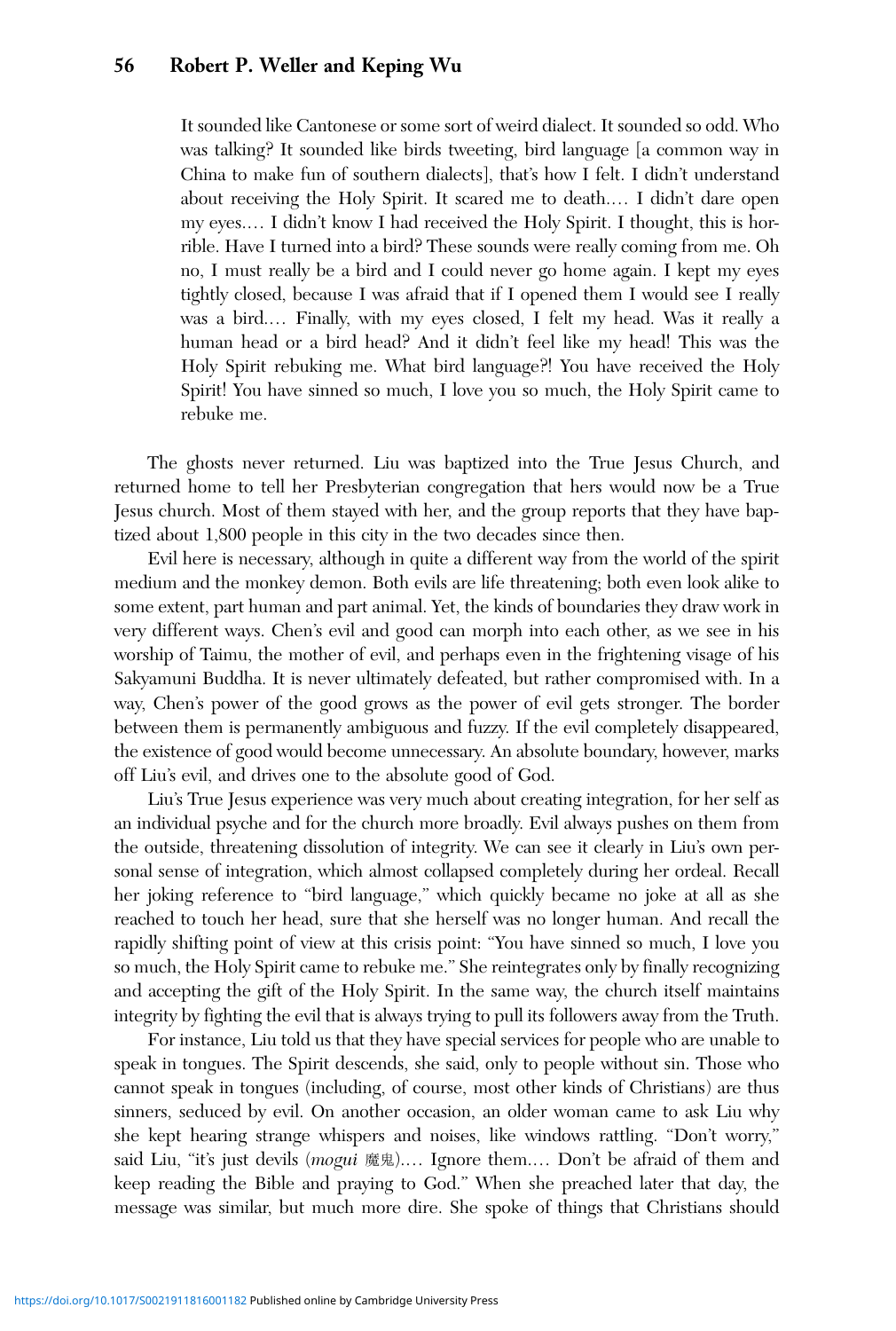> It sounded like Cantonese or some sort of weird dialect. It sounded so odd. Who was talking? It sounded like birds tweeting, bird language [a common way in China to make fun of southern dialects], that's how I felt. I didn't understand about receiving the Holy Spirit. It scared me to death.… I didn't dare open my eyes.… I didn't know I had received the Holy Spirit. I thought, this is horrible. Have I turned into a bird? These sounds were really coming from me. Oh no, I must really be a bird and I could never go home again. I kept my eyes tightly closed, because I was afraid that if I opened them I would see I really was a bird.… Finally, with my eyes closed, I felt my head. Was it really a human head or a bird head? And it didn't feel like my head! This was the Holy Spirit rebuking me. What bird language?! You have received the Holy Spirit! You have sinned so much, I love you so much, the Holy Spirit came to rebuke me.

The ghosts never returned. Liu was baptized into the True Jesus Church, and returned home to tell her Presbyterian congregation that hers would now be a True Jesus church. Most of them stayed with her, and the group reports that they have baptized about 1,800 people in this city in the two decades since then.

Evil here is necessary, although in quite a different way from the world of the spirit medium and the monkey demon. Both evils are life threatening; both even look alike to some extent, part human and part animal. Yet, the kinds of boundaries they draw work in very different ways. Chen's evil and good can morph into each other, as we see in his worship of Taimu, the mother of evil, and perhaps even in the frightening visage of his Sakyamuni Buddha. It is never ultimately defeated, but rather compromised with. In a way, Chen's power of the good grows as the power of evil gets stronger. The border between them is permanently ambiguous and fuzzy. If the evil completely disappeared, the existence of good would become unnecessary. An absolute boundary, however, marks off Liu's evil, and drives one to the absolute good of God.

Liu's True Jesus experience was very much about creating integration, for her self as an individual psyche and for the church more broadly. Evil always pushes on them from the outside, threatening dissolution of integrity. We can see it clearly in Liu's own personal sense of integration, which almost collapsed completely during her ordeal. Recall her joking reference to "bird language," which quickly became no joke at all as she reached to touch her head, sure that she herself was no longer human. And recall the rapidly shifting point of view at this crisis point: "You have sinned so much, I love you so much, the Holy Spirit came to rebuke me." She reintegrates only by finally recognizing and accepting the gift of the Holy Spirit. In the same way, the church itself maintains integrity by fighting the evil that is always trying to pull its followers away from the Truth.

For instance, Liu told us that they have special services for people who are unable to speak in tongues. The Spirit descends, she said, only to people without sin. Those who cannot speak in tongues (including, of course, most other kinds of Christians) are thus sinners, seduced by evil. On another occasion, an older woman came to ask Liu why she kept hearing strange whispers and noises, like windows rattling. "Don't worry," said Liu, "it's just devils (*mogui* 魔鬼).… Ignore them.… Don't be afraid of them and keep reading the Bible and praying to God." When she preached later that day, the message was similar, but much more dire. She spoke of things that Christians should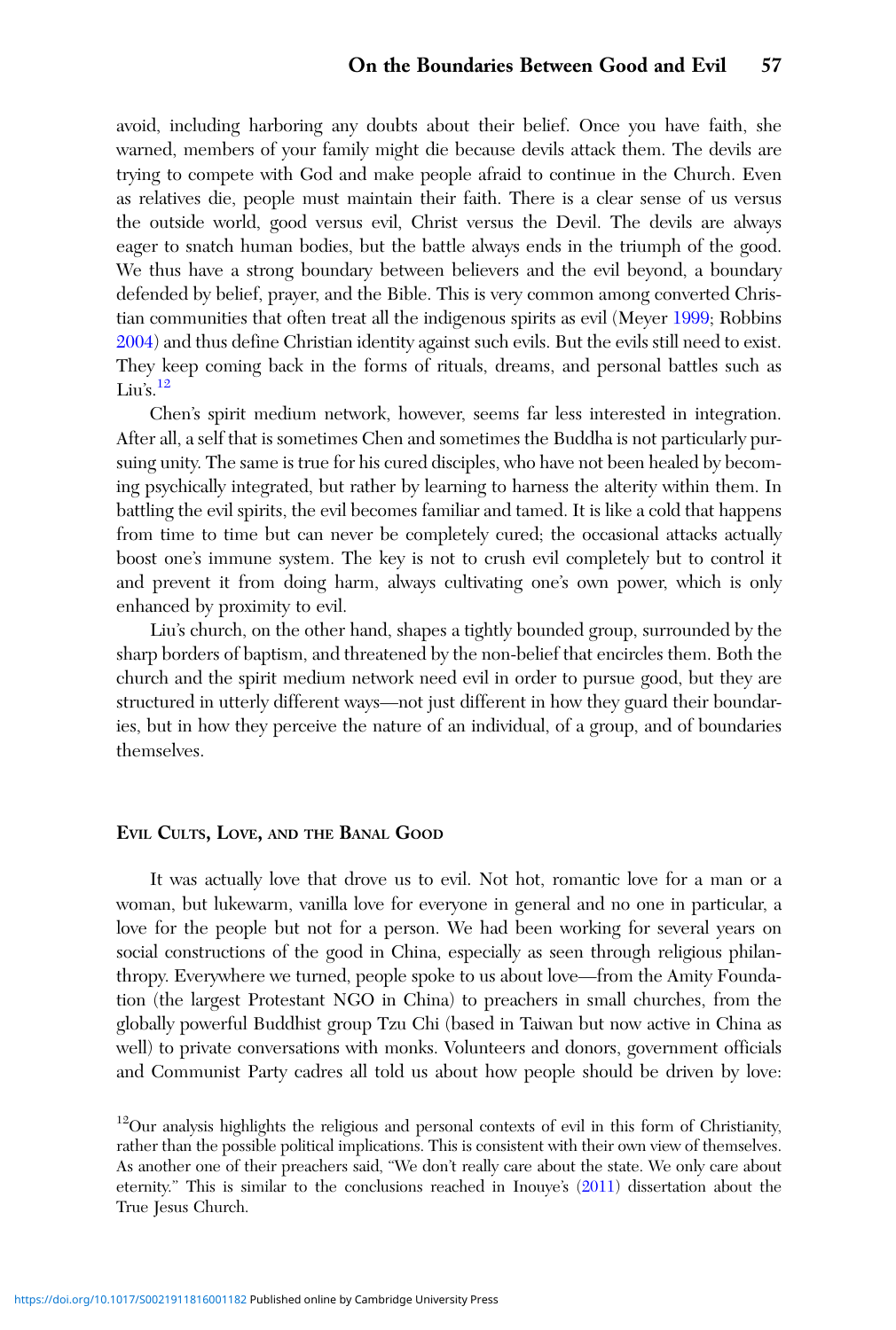avoid, including harboring any doubts about their belief. Once you have faith, she warned, members of your family might die because devils attack them. The devils are trying to compete with God and make people afraid to continue in the Church. Even as relatives die, people must maintain their faith. There is a clear sense of us versus the outside world, good versus evil, Christ versus the Devil. The devils are always eager to snatch human bodies, but the battle always ends in the triumph of the good. We thus have a strong boundary between believers and the evil beyond, a boundary defended by belief, prayer, and the Bible. This is very common among converted Christian communities that often treat all the indigenous spirits as evil (Meyer 1999; Robbins 2004) and thus define Christian identity against such evils. But the evils still need to exist. They keep coming back in the forms of rituals, dreams, and personal battles such as Liu's.[12]

Chen's spirit medium network, however, seems far less interested in integration. After all, a self that is sometimes Chen and sometimes the Buddha is not particularly pursuing unity. The same is true for his cured disciples, who have not been healed by becoming psychically integrated, but rather by learning to harness the alterity within them. In battling the evil spirits, the evil becomes familiar and tamed. It is like a cold that happens from time to time but can never be completely cured; the occasional attacks actually boost one's immune system. The key is not to crush evil completely but to control it and prevent it from doing harm, always cultivating one's own power, which is only enhanced by proximity to evil.

Liu's church, on the other hand, shapes a tightly bounded group, surrounded by the sharp borders of baptism, and threatened by the non-belief that encircles them. Both the church and the spirit medium network need evil in order to pursue good, but they are structured in utterly different ways—not just different in how they guard their boundaries, but in how they perceive the nature of an individual, of a group, and of boundaries themselves.

## Evil Cults, Love, and the Banal Good

It was actually love that drove us to evil. Not hot, romantic love for a man or a woman, but lukewarm, vanilla love for everyone in general and no one in particular, a love for the people but not for a person. We had been working for several years on social constructions of the good in China, especially as seen through religious philanthropy. Everywhere we turned, people spoke to us about love—from the Amity Foundation (the largest Protestant NGO in China) to preachers in small churches, from the globally powerful Buddhist group Tzu Chi (based in Taiwan but now active in China as well) to private conversations with monks. Volunteers and donors, government officials and Communist Party cadres all told us about how people should be driven by love:

[12] Our analysis highlights the religious and personal contexts of evil in this form of Christianity, rather than the possible political implications. This is consistent with their own view of themselves. As another one of their preachers said, "We don't really care about the state. We only care about eternity." This is similar to the conclusions reached in Inouye's (2011) dissertation about the True Jesus Church.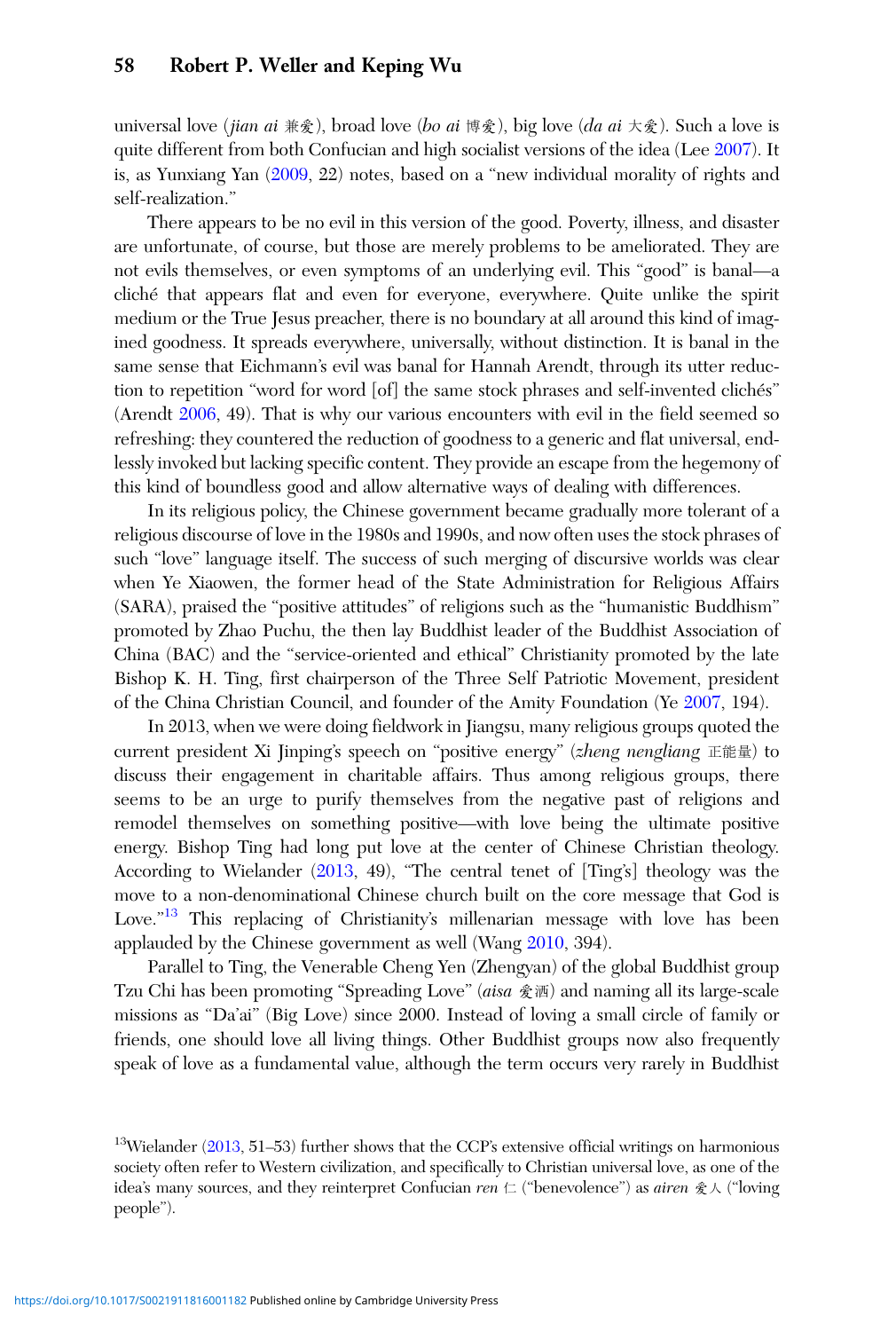universal love (*jian ai* 兼爱), broad love (*bo ai* 博爱), big love (*da ai* 大爱). Such a love is quite different from both Confucian and high socialist versions of the idea (Lee 2007). It is, as Yunxiang Yan (2009, 22) notes, based on a "new individual morality of rights and self-realization."

There appears to be no evil in this version of the good. Poverty, illness, and disaster are unfortunate, of course, but those are merely problems to be ameliorated. They are not evils themselves, or even symptoms of an underlying evil. This "good" is banal—a cliché that appears flat and even for everyone, everywhere. Quite unlike the spirit medium or the True Jesus preacher, there is no boundary at all around this kind of imagined goodness. It spreads everywhere, universally, without distinction. It is banal in the same sense that Eichmann's evil was banal for Hannah Arendt, through its utter reduction to repetition "word for word [of] the same stock phrases and self-invented clichés" (Arendt 2006, 49). That is why our various encounters with evil in the field seemed so refreshing: they countered the reduction of goodness to a generic and flat universal, endlessly invoked but lacking specific content. They provide an escape from the hegemony of this kind of boundless good and allow alternative ways of dealing with differences.

In its religious policy, the Chinese government became gradually more tolerant of a religious discourse of love in the 1980s and 1990s, and now often uses the stock phrases of such "love" language itself. The success of such merging of discursive worlds was clear when Ye Xiaowen, the former head of the State Administration for Religious Affairs (SARA), praised the "positive attitudes" of religions such as the "humanistic Buddhism" promoted by Zhao Puchu, the then lay Buddhist leader of the Buddhist Association of China (BAC) and the "service-oriented and ethical" Christianity promoted by the late Bishop K. H. Ting, first chairperson of the Three Self Patriotic Movement, president of the China Christian Council, and founder of the Amity Foundation (Ye 2007, 194).

In 2013, when we were doing fieldwork in Jiangsu, many religious groups quoted the current president Xi Jinping's speech on "positive energy" (*zheng nengliang* 正能量) to discuss their engagement in charitable affairs. Thus among religious groups, there seems to be an urge to purify themselves from the negative past of religions and remodel themselves on something positive—with love being the ultimate positive energy. Bishop Ting had long put love at the center of Chinese Christian theology. According to Wielander (2013, 49), "The central tenet of [Ting's] theology was the move to a non-denominational Chinese church built on the core message that God is Love."[13] This replacing of Christianity's millenarian message with love has been applauded by the Chinese government as well (Wang 2010, 394).

Parallel to Ting, the Venerable Cheng Yen (Zhengyan) of the global Buddhist group Tzu Chi has been promoting "Spreading Love" (*aisa* 爱洒) and naming all its large-scale missions as "Da'ai" (Big Love) since 2000. Instead of loving a small circle of family or friends, one should love all living things. Other Buddhist groups now also frequently speak of love as a fundamental value, although the term occurs very rarely in Buddhist

[13]Wielander (2013, 51–53) further shows that the CCP's extensive official writings on harmonious society often refer to Western civilization, and specifically to Christian universal love, as one of the idea's many sources, and they reinterpret Confucian *ren* 仁 ("benevolence") as *airen* 爱人 ("loving people").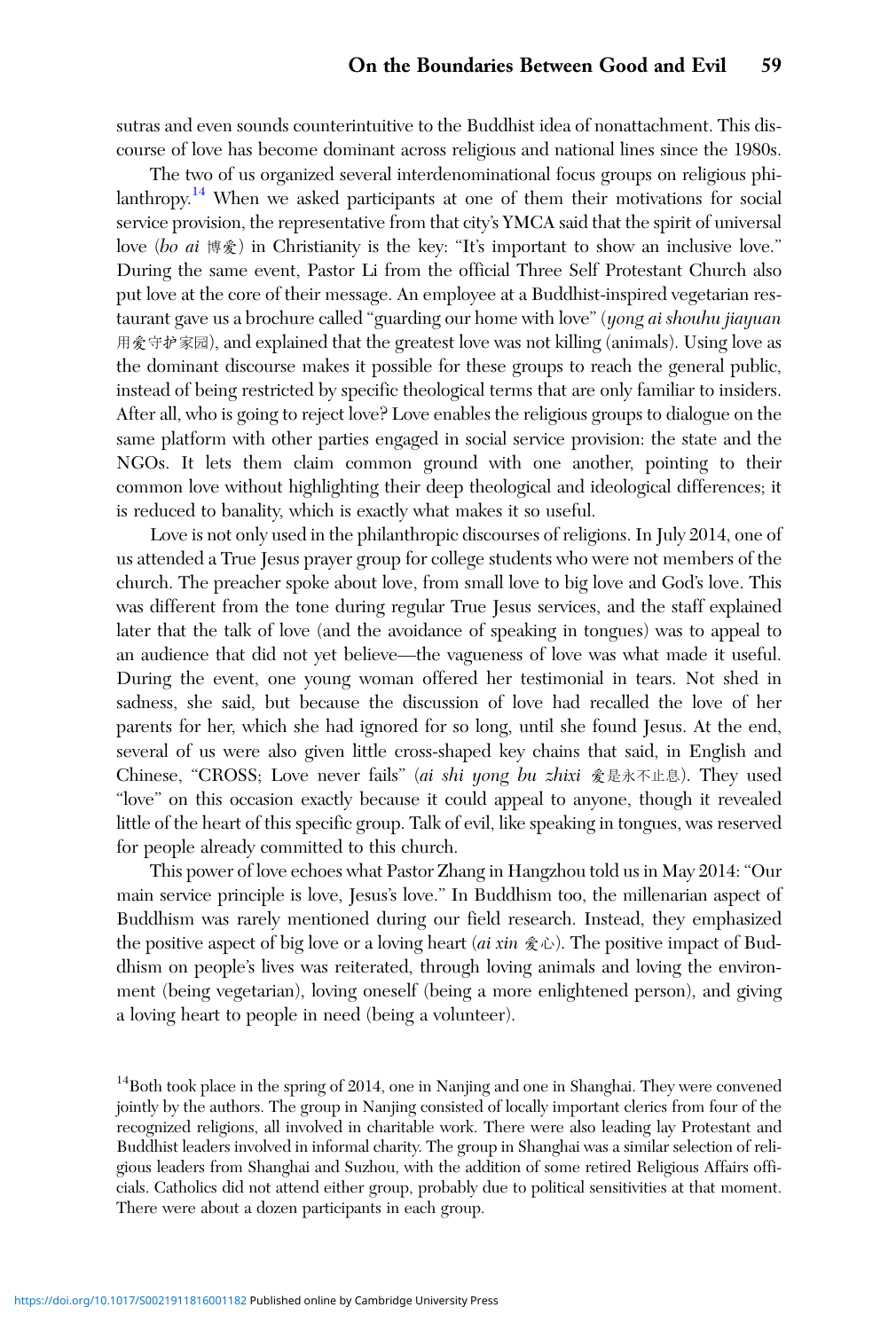sutras and even sounds counterintuitive to the Buddhist idea of nonattachment. This discourse of love has become dominant across religious and national lines since the 1980s.

The two of us organized several interdenominational focus groups on religious philanthropy.[14] When we asked participants at one of them their motivations for social service provision, the representative from that city's YMCA said that the spirit of universal love (*bo ai* 博爱) in Christianity is the key: "It's important to show an inclusive love." During the same event, Pastor Li from the official Three Self Protestant Church also put love at the core of their message. An employee at a Buddhist-inspired vegetarian restaurant gave us a brochure called "guarding our home with love" (*yong ai shouhu jiayuan* 用爱守护家园), and explained that the greatest love was not killing (animals). Using love as the dominant discourse makes it possible for these groups to reach the general public, instead of being restricted by specific theological terms that are only familiar to insiders. After all, who is going to reject love? Love enables the religious groups to dialogue on the same platform with other parties engaged in social service provision: the state and the NGOs. It lets them claim common ground with one another, pointing to their common love without highlighting their deep theological and ideological differences; it is reduced to banality, which is exactly what makes it so useful.

Love is not only used in the philanthropic discourses of religions. In July 2014, one of us attended a True Jesus prayer group for college students who were not members of the church. The preacher spoke about love, from small love to big love and God's love. This was different from the tone during regular True Jesus services, and the staff explained later that the talk of love (and the avoidance of speaking in tongues) was to appeal to an audience that did not yet believe—the vagueness of love was what made it useful. During the event, one young woman offered her testimonial in tears. Not shed in sadness, she said, but because the discussion of love had recalled the love of her parents for her, which she had ignored for so long, until she found Jesus. At the end, several of us were also given little cross-shaped key chains that said, in English and Chinese, "CROSS; Love never fails" (*ai shi yong bu zhixi* 爱是永不止息). They used "love" on this occasion exactly because it could appeal to anyone, though it revealed little of the heart of this specific group. Talk of evil, like speaking in tongues, was reserved for people already committed to this church.

This power of love echoes what Pastor Zhang in Hangzhou told us in May 2014: "Our main service principle is love, Jesus's love." In Buddhism too, the millenarian aspect of Buddhism was rarely mentioned during our field research. Instead, they emphasized the positive aspect of big love or a loving heart (*ai xin* 爱心). The positive impact of Buddhism on people's lives was reiterated, through loving animals and loving the environment (being vegetarian), loving oneself (being a more enlightened person), and giving a loving heart to people in need (being a volunteer).

[14]Both took place in the spring of 2014, one in Nanjing and one in Shanghai. They were convened jointly by the authors. The group in Nanjing consisted of locally important clerics from four of the recognized religions, all involved in charitable work. There were also leading lay Protestant and Buddhist leaders involved in informal charity. The group in Shanghai was a similar selection of religious leaders from Shanghai and Suzhou, with the addition of some retired Religious Affairs officials. Catholics did not attend either group, probably due to political sensitivities at that moment. There were about a dozen participants in each group.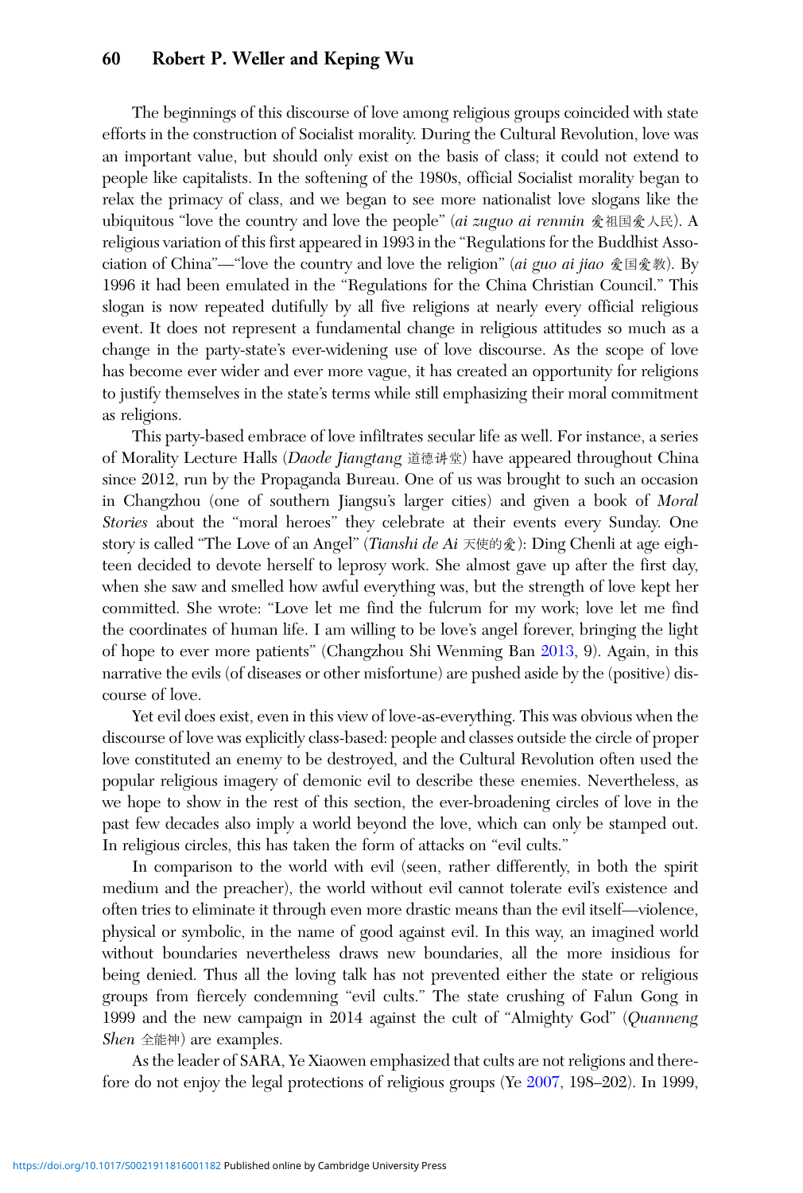The beginnings of this discourse of love among religious groups coincided with state efforts in the construction of Socialist morality. During the Cultural Revolution, love was an important value, but should only exist on the basis of class; it could not extend to people like capitalists. In the softening of the 1980s, official Socialist morality began to relax the primacy of class, and we began to see more nationalist love slogans like the ubiquitous "love the country and love the people" (*ai zuguo ai renmin* 爱祖国爱人民). A religious variation of this first appeared in 1993 in the "Regulations for the Buddhist Association of China"—"love the country and love the religion" (*ai guo ai jiao* 爱国爱教). By 1996 it had been emulated in the "Regulations for the China Christian Council." This slogan is now repeated dutifully by all five religions at nearly every official religious event. It does not represent a fundamental change in religious attitudes so much as a change in the party-state's ever-widening use of love discourse. As the scope of love has become ever wider and ever more vague, it has created an opportunity for religions to justify themselves in the state's terms while still emphasizing their moral commitment as religions.

This party-based embrace of love infiltrates secular life as well. For instance, a series of Morality Lecture Halls (*Daode Jiangtang* 道德讲堂) have appeared throughout China since 2012, run by the Propaganda Bureau. One of us was brought to such an occasion in Changzhou (one of southern Jiangsu's larger cities) and given a book of *Moral Stories* about the "moral heroes" they celebrate at their events every Sunday. One story is called "The Love of an Angel" (*Tianshi de Ai* 天使的爱): Ding Chenli at age eighteen decided to devote herself to leprosy work. She almost gave up after the first day, when she saw and smelled how awful everything was, but the strength of love kept her committed. She wrote: "Love let me find the fulcrum for my work; love let me find the coordinates of human life. I am willing to be love's angel forever, bringing the light of hope to ever more patients" (Changzhou Shi Wenming Ban 2013, 9). Again, in this narrative the evils (of diseases or other misfortune) are pushed aside by the (positive) discourse of love.

Yet evil does exist, even in this view of love-as-everything. This was obvious when the discourse of love was explicitly class-based: people and classes outside the circle of proper love constituted an enemy to be destroyed, and the Cultural Revolution often used the popular religious imagery of demonic evil to describe these enemies. Nevertheless, as we hope to show in the rest of this section, the ever-broadening circles of love in the past few decades also imply a world beyond the love, which can only be stamped out. In religious circles, this has taken the form of attacks on "evil cults."

In comparison to the world with evil (seen, rather differently, in both the spirit medium and the preacher), the world without evil cannot tolerate evil's existence and often tries to eliminate it through even more drastic means than the evil itself—violence, physical or symbolic, in the name of good against evil. In this way, an imagined world without boundaries nevertheless draws new boundaries, all the more insidious for being denied. Thus all the loving talk has not prevented either the state or religious groups from fiercely condemning "evil cults." The state crushing of Falun Gong in 1999 and the new campaign in 2014 against the cult of "Almighty God" (*Quanneng Shen* 全能神) are examples.

As the leader of SARA, Ye Xiaowen emphasized that cults are not religions and therefore do not enjoy the legal protections of religious groups (Ye 2007, 198–202). In 1999,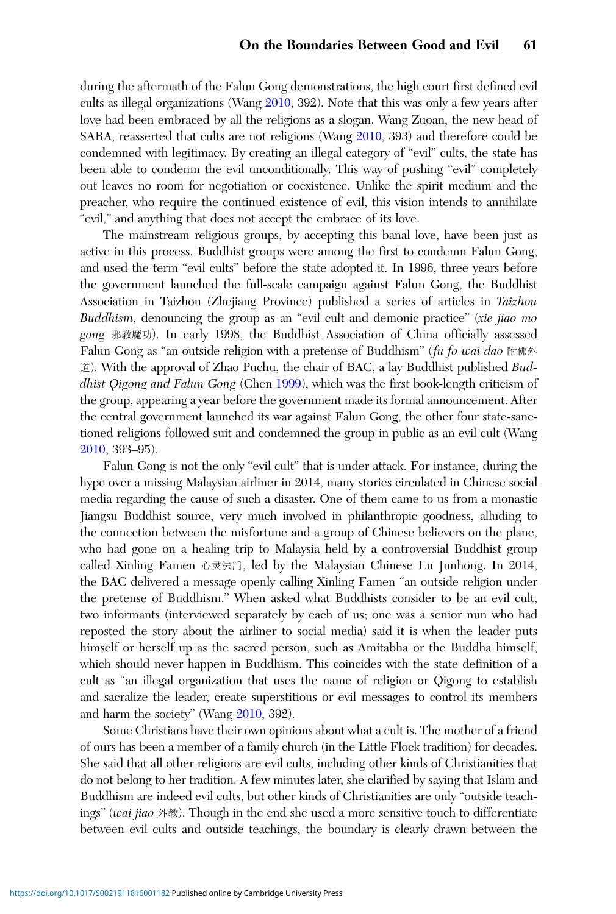during the aftermath of the Falun Gong demonstrations, the high court first defined evil cults as illegal organizations (Wang 2010, 392). Note that this was only a few years after love had been embraced by all the religions as a slogan. Wang Zuoan, the new head of SARA, reasserted that cults are not religions (Wang 2010, 393) and therefore could be condemned with legitimacy. By creating an illegal category of "evil" cults, the state has been able to condemn the evil unconditionally. This way of pushing "evil" completely out leaves no room for negotiation or coexistence. Unlike the spirit medium and the preacher, who require the continued existence of evil, this vision intends to annihilate "evil," and anything that does not accept the embrace of its love.

The mainstream religious groups, by accepting this banal love, have been just as active in this process. Buddhist groups were among the first to condemn Falun Gong, and used the term "evil cults" before the state adopted it. In 1996, three years before the government launched the full-scale campaign against Falun Gong, the Buddhist Association in Taizhou (Zhejiang Province) published a series of articles in *Taizhou Buddhism*, denouncing the group as an "evil cult and demonic practice" (*xie jiao mo gong* 邪教魔功). In early 1998, the Buddhist Association of China officially assessed Falun Gong as "an outside religion with a pretense of Buddhism" (*fu fo wai dao* 附佛外道). With the approval of Zhao Puchu, the chair of BAC, a lay Buddhist published *Buddhist Qigong and Falun Gong* (Chen 1999), which was the first book-length criticism of the group, appearing a year before the government made its formal announcement. After the central government launched its war against Falun Gong, the other four state-sanctioned religions followed suit and condemned the group in public as an evil cult (Wang 2010, 393–95).

Falun Gong is not the only "evil cult" that is under attack. For instance, during the hype over a missing Malaysian airliner in 2014, many stories circulated in Chinese social media regarding the cause of such a disaster. One of them came to us from a monastic Jiangsu Buddhist source, very much involved in philanthropic goodness, alluding to the connection between the misfortune and a group of Chinese believers on the plane, who had gone on a healing trip to Malaysia held by a controversial Buddhist group called Xinling Famen 心灵法门, led by the Malaysian Chinese Lu Junhong. In 2014, the BAC delivered a message openly calling Xinling Famen "an outside religion under the pretense of Buddhism." When asked what Buddhists consider to be an evil cult, two informants (interviewed separately by each of us; one was a senior nun who had reposted the story about the airliner to social media) said it is when the leader puts himself or herself up as the sacred person, such as Amitabha or the Buddha himself, which should never happen in Buddhism. This coincides with the state definition of a cult as "an illegal organization that uses the name of religion or Qigong to establish and sacralize the leader, create superstitious or evil messages to control its members and harm the society" (Wang 2010, 392).

Some Christians have their own opinions about what a cult is. The mother of a friend of ours has been a member of a family church (in the Little Flock tradition) for decades. She said that all other religions are evil cults, including other kinds of Christianities that do not belong to her tradition. A few minutes later, she clarified by saying that Islam and Buddhism are indeed evil cults, but other kinds of Christianities are only "outside teachings" (*wai jiao* 外教). Though in the end she used a more sensitive touch to differentiate between evil cults and outside teachings, the boundary is clearly drawn between the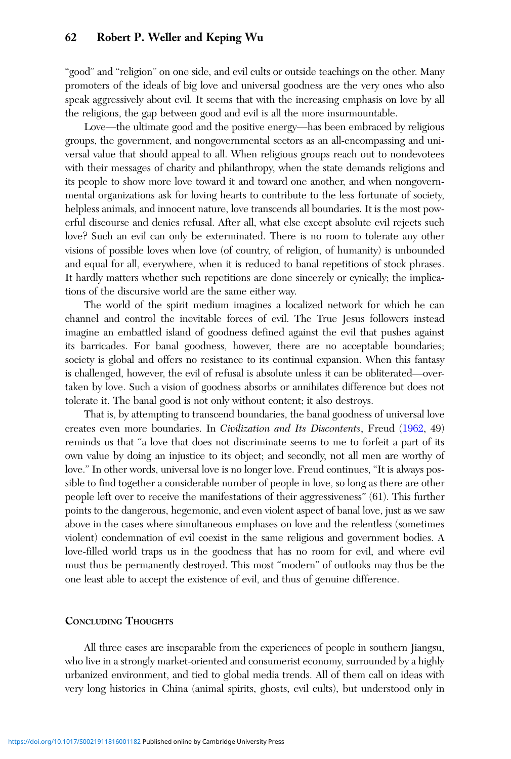"good" and "religion" on one side, and evil cults or outside teachings on the other. Many promoters of the ideals of big love and universal goodness are the very ones who also speak aggressively about evil. It seems that with the increasing emphasis on love by all the religions, the gap between good and evil is all the more insurmountable.

Love—the ultimate good and the positive energy—has been embraced by religious groups, the government, and nongovernmental sectors as an all-encompassing and universal value that should appeal to all. When religious groups reach out to nondevotees with their messages of charity and philanthropy, when the state demands religions and its people to show more love toward it and toward one another, and when nongovernmental organizations ask for loving hearts to contribute to the less fortunate of society, helpless animals, and innocent nature, love transcends all boundaries. It is the most powerful discourse and denies refusal. After all, what else except absolute evil rejects such love? Such an evil can only be exterminated. There is no room to tolerate any other visions of possible loves when love (of country, of religion, of humanity) is unbounded and equal for all, everywhere, when it is reduced to banal repetitions of stock phrases. It hardly matters whether such repetitions are done sincerely or cynically; the implications of the discursive world are the same either way.

The world of the spirit medium imagines a localized network for which he can channel and control the inevitable forces of evil. The True Jesus followers instead imagine an embattled island of goodness defined against the evil that pushes against its barricades. For banal goodness, however, there are no acceptable boundaries; society is global and offers no resistance to its continual expansion. When this fantasy is challenged, however, the evil of refusal is absolute unless it can be obliterated—overtaken by love. Such a vision of goodness absorbs or annihilates difference but does not tolerate it. The banal good is not only without content; it also destroys.

That is, by attempting to transcend boundaries, the banal goodness of universal love creates even more boundaries. In *Civilization and Its Discontents*, Freud (1962, 49) reminds us that "a love that does not discriminate seems to me to forfeit a part of its own value by doing an injustice to its object; and secondly, not all men are worthy of love." In other words, universal love is no longer love. Freud continues, "It is always possible to find together a considerable number of people in love, so long as there are other people left over to receive the manifestations of their aggressiveness" (61). This further points to the dangerous, hegemonic, and even violent aspect of banal love, just as we saw above in the cases where simultaneous emphases on love and the relentless (sometimes violent) condemnation of evil coexist in the same religious and government bodies. A love-filled world traps us in the goodness that has no room for evil, and where evil must thus be permanently destroyed. This most "modern" of outlooks may thus be the one least able to accept the existence of evil, and thus of genuine difference.

## Concluding Thoughts

All three cases are inseparable from the experiences of people in southern Jiangsu, who live in a strongly market-oriented and consumerist economy, surrounded by a highly urbanized environment, and tied to global media trends. All of them call on ideas with very long histories in China (animal spirits, ghosts, evil cults), but understood only in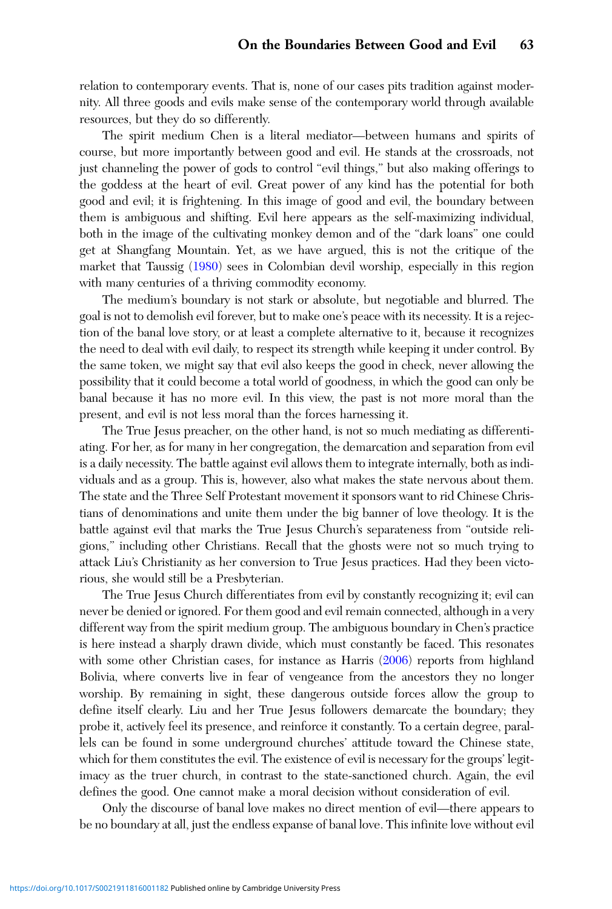relation to contemporary events. That is, none of our cases pits tradition against modernity. All three goods and evils make sense of the contemporary world through available resources, but they do so differently.

The spirit medium Chen is a literal mediator—between humans and spirits of course, but more importantly between good and evil. He stands at the crossroads, not just channeling the power of gods to control "evil things," but also making offerings to the goddess at the heart of evil. Great power of any kind has the potential for both good and evil; it is frightening. In this image of good and evil, the boundary between them is ambiguous and shifting. Evil here appears as the self-maximizing individual, both in the image of the cultivating monkey demon and of the "dark loans" one could get at Shangfang Mountain. Yet, as we have argued, this is not the critique of the market that Taussig (1980) sees in Colombian devil worship, especially in this region with many centuries of a thriving commodity economy.

The medium's boundary is not stark or absolute, but negotiable and blurred. The goal is not to demolish evil forever, but to make one's peace with its necessity. It is a rejection of the banal love story, or at least a complete alternative to it, because it recognizes the need to deal with evil daily, to respect its strength while keeping it under control. By the same token, we might say that evil also keeps the good in check, never allowing the possibility that it could become a total world of goodness, in which the good can only be banal because it has no more evil. In this view, the past is not more moral than the present, and evil is not less moral than the forces harnessing it.

The True Jesus preacher, on the other hand, is not so much mediating as differentiating. For her, as for many in her congregation, the demarcation and separation from evil is a daily necessity. The battle against evil allows them to integrate internally, both as individuals and as a group. This is, however, also what makes the state nervous about them. The state and the Three Self Protestant movement it sponsors want to rid Chinese Christians of denominations and unite them under the big banner of love theology. It is the battle against evil that marks the True Jesus Church's separateness from "outside religions," including other Christians. Recall that the ghosts were not so much trying to attack Liu's Christianity as her conversion to True Jesus practices. Had they been victorious, she would still be a Presbyterian.

The True Jesus Church differentiates from evil by constantly recognizing it; evil can never be denied or ignored. For them good and evil remain connected, although in a very different way from the spirit medium group. The ambiguous boundary in Chen's practice is here instead a sharply drawn divide, which must constantly be faced. This resonates with some other Christian cases, for instance as Harris (2006) reports from highland Bolivia, where converts live in fear of vengeance from the ancestors they no longer worship. By remaining in sight, these dangerous outside forces allow the group to define itself clearly. Liu and her True Jesus followers demarcate the boundary; they probe it, actively feel its presence, and reinforce it constantly. To a certain degree, parallels can be found in some underground churches' attitude toward the Chinese state, which for them constitutes the evil. The existence of evil is necessary for the groups' legitimacy as the truer church, in contrast to the state-sanctioned church. Again, the evil defines the good. One cannot make a moral decision without consideration of evil.

Only the discourse of banal love makes no direct mention of evil—there appears to be no boundary at all, just the endless expanse of banal love. This infinite love without evil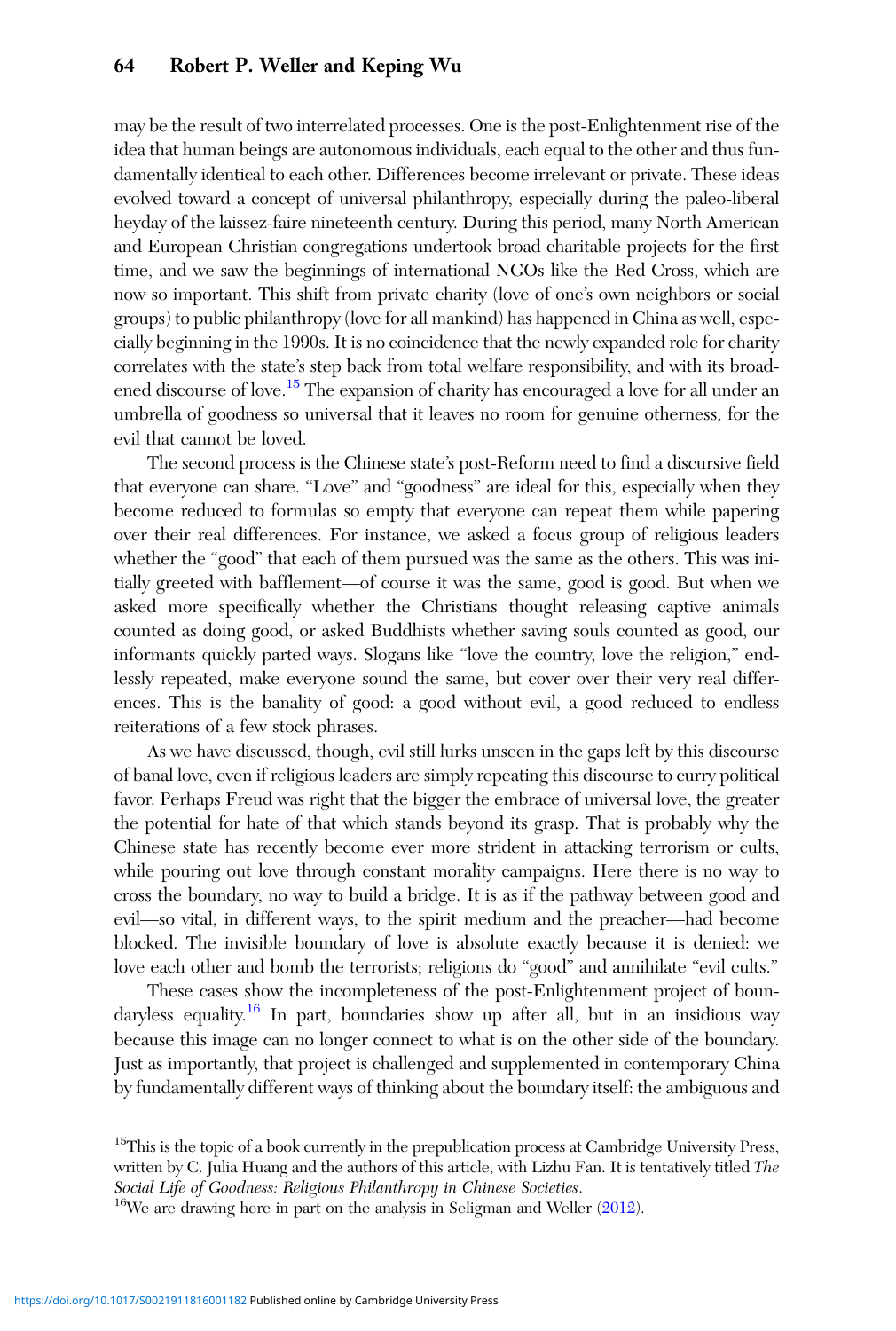may be the result of two interrelated processes. One is the post-Enlightenment rise of the idea that human beings are autonomous individuals, each equal to the other and thus fundamentally identical to each other. Differences become irrelevant or private. These ideas evolved toward a concept of universal philanthropy, especially during the paleo-liberal heyday of the laissez-faire nineteenth century. During this period, many North American and European Christian congregations undertook broad charitable projects for the first time, and we saw the beginnings of international NGOs like the Red Cross, which are now so important. This shift from private charity (love of one's own neighbors or social groups) to public philanthropy (love for all mankind) has happened in China as well, especially beginning in the 1990s. It is no coincidence that the newly expanded role for charity correlates with the state's step back from total welfare responsibility, and with its broadened discourse of love.[15] The expansion of charity has encouraged a love for all under an umbrella of goodness so universal that it leaves no room for genuine otherness, for the evil that cannot be loved.

The second process is the Chinese state's post-Reform need to find a discursive field that everyone can share. "Love" and "goodness" are ideal for this, especially when they become reduced to formulas so empty that everyone can repeat them while papering over their real differences. For instance, we asked a focus group of religious leaders whether the "good" that each of them pursued was the same as the others. This was initially greeted with bafflement—of course it was the same, good is good. But when we asked more specifically whether the Christians thought releasing captive animals counted as doing good, or asked Buddhists whether saving souls counted as good, our informants quickly parted ways. Slogans like "love the country, love the religion," endlessly repeated, make everyone sound the same, but cover over their very real differences. This is the banality of good: a good without evil, a good reduced to endless reiterations of a few stock phrases.

As we have discussed, though, evil still lurks unseen in the gaps left by this discourse of banal love, even if religious leaders are simply repeating this discourse to curry political favor. Perhaps Freud was right that the bigger the embrace of universal love, the greater the potential for hate of that which stands beyond its grasp. That is probably why the Chinese state has recently become ever more strident in attacking terrorism or cults, while pouring out love through constant morality campaigns. Here there is no way to cross the boundary, no way to build a bridge. It is as if the pathway between good and evil—so vital, in different ways, to the spirit medium and the preacher—had become blocked. The invisible boundary of love is absolute exactly because it is denied: we love each other and bomb the terrorists; religions do "good" and annihilate "evil cults."

These cases show the incompleteness of the post-Enlightenment project of boundaryless equality.[16] In part, boundaries show up after all, but in an insidious way because this image can no longer connect to what is on the other side of the boundary. Just as importantly, that project is challenged and supplemented in contemporary China by fundamentally different ways of thinking about the boundary itself: the ambiguous and

[15]This is the topic of a book currently in the prepublication process at Cambridge University Press, written by C. Julia Huang and the authors of this article, with Lizhu Fan. It is tentatively titled *The Social Life of Goodness: Religious Philanthropy in Chinese Societies*.

[16]We are drawing here in part on the analysis in Seligman and Weller (2012).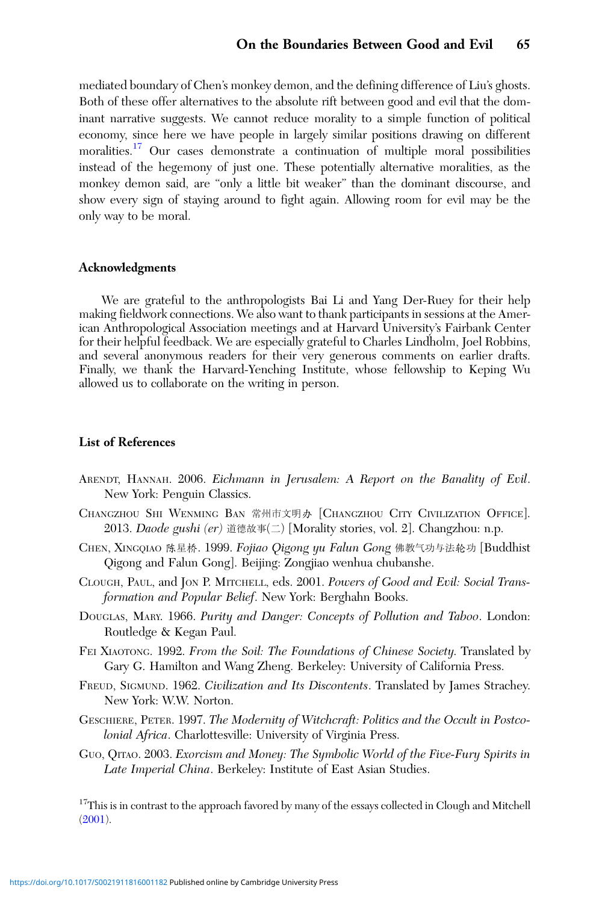mediated boundary of Chen's monkey demon, and the defining difference of Liu's ghosts. Both of these offer alternatives to the absolute rift between good and evil that the dominant narrative suggests. We cannot reduce morality to a simple function of political economy, since here we have people in largely similar positions drawing on different moralities.[17] Our cases demonstrate a continuation of multiple moral possibilities instead of the hegemony of just one. These potentially alternative moralities, as the monkey demon said, are "only a little bit weaker" than the dominant discourse, and show every sign of staying around to fight again. Allowing room for evil may be the only way to be moral.

## Acknowledgments

We are grateful to the anthropologists Bai Li and Yang Der-Ruey for their help making fieldwork connections. We also want to thank participants in sessions at the American Anthropological Association meetings and at Harvard University's Fairbank Center for their helpful feedback. We are especially grateful to Charles Lindholm, Joel Robbins, and several anonymous readers for their very generous comments on earlier drafts. Finally, we thank the Harvard-Yenching Institute, whose fellowship to Keping Wu allowed us to collaborate on the writing in person.

## List of References

Arendt, Hannah. 2006. *Eichmann in Jerusalem: A Report on the Banality of Evil*. New York: Penguin Classics.

Changzhou Shi Wenming Ban 常州市文明办 [Changzhou City Civilization Office]. 2013. *Daode gushi (er)* 道德故事(二) [Morality stories, vol. 2]. Changzhou: n.p.

Chen, Xingqiao 陈星桥. 1999. *Fojiao Qigong yu Falun Gong* 佛教气功与法轮功 [Buddhist Qigong and Falun Gong]. Beijing: Zongjiao wenhua chubanshe.

Clough, Paul, and Jon P. Mitchell, eds. 2001. *Powers of Good and Evil: Social Transformation and Popular Belief*. New York: Berghahn Books.

Douglas, Mary. 1966. *Purity and Danger: Concepts of Pollution and Taboo*. London: Routledge & Kegan Paul.

Fei Xiaotong. 1992. *From the Soil: The Foundations of Chinese Society*. Translated by Gary G. Hamilton and Wang Zheng. Berkeley: University of California Press.

Freud, Sigmund. 1962. *Civilization and Its Discontents*. Translated by James Strachey. New York: W.W. Norton.

Geschiere, Peter. 1997. *The Modernity of Witchcraft: Politics and the Occult in Postcolonial Africa*. Charlottesville: University of Virginia Press.

Guo, Qitao. 2003. *Exorcism and Money: The Symbolic World of the Five-Fury Spirits in Late Imperial China*. Berkeley: Institute of East Asian Studies.

[17] This is in contrast to the approach favored by many of the essays collected in Clough and Mitchell (2001).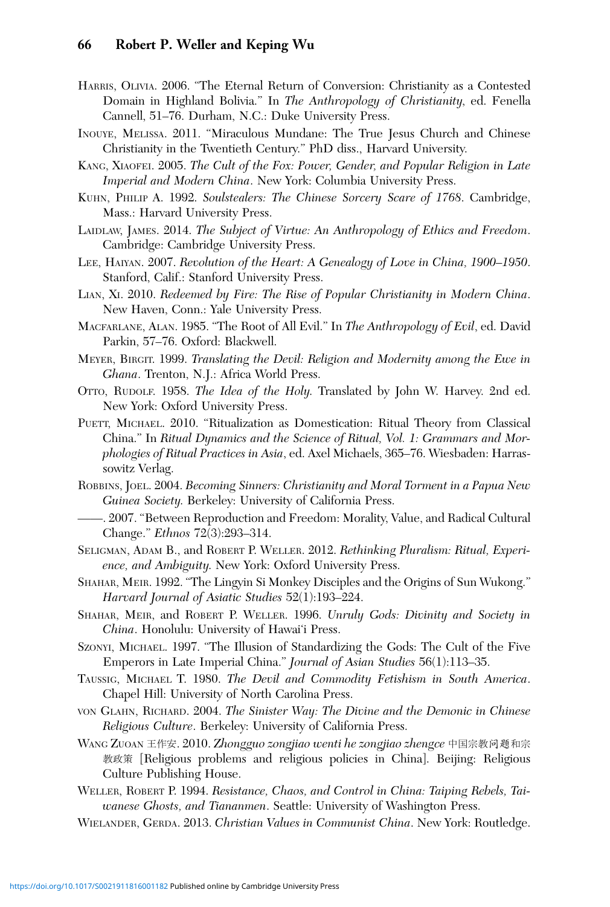Harris, Olivia. 2006. "The Eternal Return of Conversion: Christianity as a Contested Domain in Highland Bolivia." In *The Anthropology of Christianity*, ed. Fenella Cannell, 51–76. Durham, N.C.: Duke University Press.

Inouye, Melissa. 2011. "Miraculous Mundane: The True Jesus Church and Chinese Christianity in the Twentieth Century." PhD diss., Harvard University.

Kang, Xiaofei. 2005. *The Cult of the Fox: Power, Gender, and Popular Religion in Late Imperial and Modern China*. New York: Columbia University Press.

Kuhn, Philip A. 1992. *Soulstealers: The Chinese Sorcery Scare of 1768*. Cambridge, Mass.: Harvard University Press.

Laidlaw, James. 2014. *The Subject of Virtue: An Anthropology of Ethics and Freedom*. Cambridge: Cambridge University Press.

Lee, Haiyan. 2007. *Revolution of the Heart: A Genealogy of Love in China, 1900–1950*. Stanford, Calif.: Stanford University Press.

Lian, Xi. 2010. *Redeemed by Fire: The Rise of Popular Christianity in Modern China*. New Haven, Conn.: Yale University Press.

Macfarlane, Alan. 1985. "The Root of All Evil." In *The Anthropology of Evil*, ed. David Parkin, 57–76. Oxford: Blackwell.

Meyer, Birgit. 1999. *Translating the Devil: Religion and Modernity among the Ewe in Ghana*. Trenton, N.J.: Africa World Press.

Otto, Rudolf. 1958. *The Idea of the Holy*. Translated by John W. Harvey. 2nd ed. New York: Oxford University Press.

Puett, Michael. 2010. "Ritualization as Domestication: Ritual Theory from Classical China." In *Ritual Dynamics and the Science of Ritual, Vol. 1: Grammars and Morphologies of Ritual Practices in Asia*, ed. Axel Michaels, 365–76. Wiesbaden: Harrassowitz Verlag.

Robbins, Joel. 2004. *Becoming Sinners: Christianity and Moral Torment in a Papua New Guinea Society*. Berkeley: University of California Press.

——. 2007. "Between Reproduction and Freedom: Morality, Value, and Radical Cultural Change." *Ethnos* 72(3):293–314.

Seligman, Adam B., and Robert P. Weller. 2012. *Rethinking Pluralism: Ritual, Experience, and Ambiguity*. New York: Oxford University Press.

Shahar, Meir. 1992. "The Lingyin Si Monkey Disciples and the Origins of Sun Wukong." *Harvard Journal of Asiatic Studies* 52(1):193–224.

Shahar, Meir, and Robert P. Weller. 1996. *Unruly Gods: Divinity and Society in China*. Honolulu: University of Hawai'i Press.

Szonyi, Michael. 1997. "The Illusion of Standardizing the Gods: The Cult of the Five Emperors in Late Imperial China." *Journal of Asian Studies* 56(1):113–35.

Taussig, Michael T. 1980. *The Devil and Commodity Fetishism in South America*. Chapel Hill: University of North Carolina Press.

von Glahn, Richard. 2004. *The Sinister Way: The Divine and the Demonic in Chinese Religious Culture*. Berkeley: University of California Press.

Wang Zuoan 王作安. 2010. *Zhongguo zongjiao wenti he zongjiao zhengce* 中国宗教问题和宗教政策 [Religious problems and religious policies in China]. Beijing: Religious Culture Publishing House.

Weller, Robert P. 1994. *Resistance, Chaos, and Control in China: Taiping Rebels, Taiwanese Ghosts, and Tiananmen*. Seattle: University of Washington Press.

Wielander, Gerda. 2013. *Christian Values in Communist China*. New York: Routledge.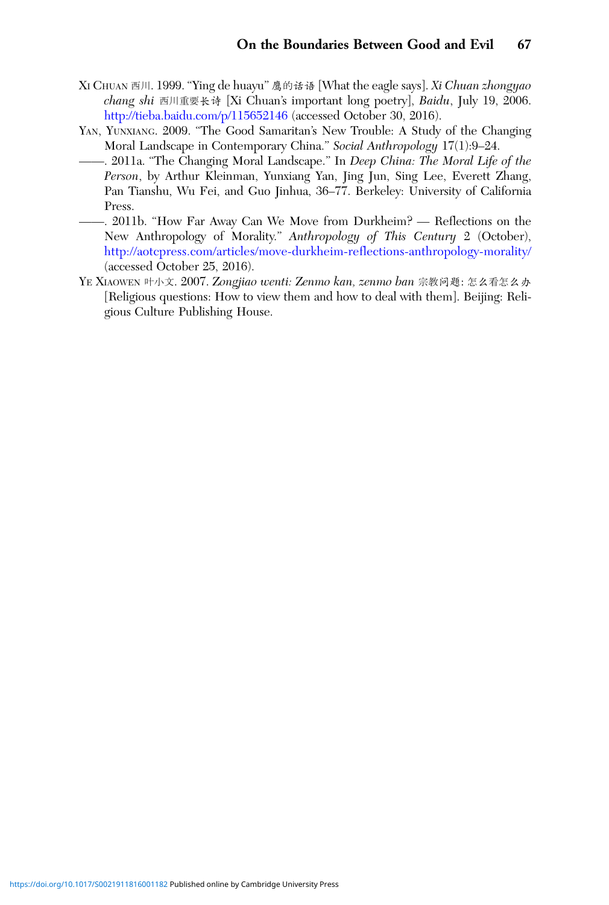Xi Chuan 西川. 1999. “Ying de huayu” 鹰的话语 [What the eagle says]. *Xi Chuan zhongyao chang shi* 西川重要长诗 [Xi Chuan's important long poetry], *Baidu*, July 19, 2006. http://tieba.baidu.com/p/115652146 (accessed October 30, 2016).

Yan, Yunxiang. 2009. “The Good Samaritan's New Trouble: A Study of the Changing Moral Landscape in Contemporary China.” *Social Anthropology* 17(1):9–24.

——. 2011a. “The Changing Moral Landscape.” In *Deep China: The Moral Life of the Person*, by Arthur Kleinman, Yunxiang Yan, Jing Jun, Sing Lee, Everett Zhang, Pan Tianshu, Wu Fei, and Guo Jinhua, 36–77. Berkeley: University of California Press.

——. 2011b. “How Far Away Can We Move from Durkheim? — Reflections on the New Anthropology of Morality.” *Anthropology of This Century* 2 (October), http://aotcpress.com/articles/move-durkheim-reflections-anthropology-morality/ (accessed October 25, 2016).

Ye Xiaowen 叶小文. 2007. *Zongjiao wenti: Zenmo kan, zenmo ban* 宗教问题: 怎么看怎么办 [Religious questions: How to view them and how to deal with them]. Beijing: Religious Culture Publishing House.